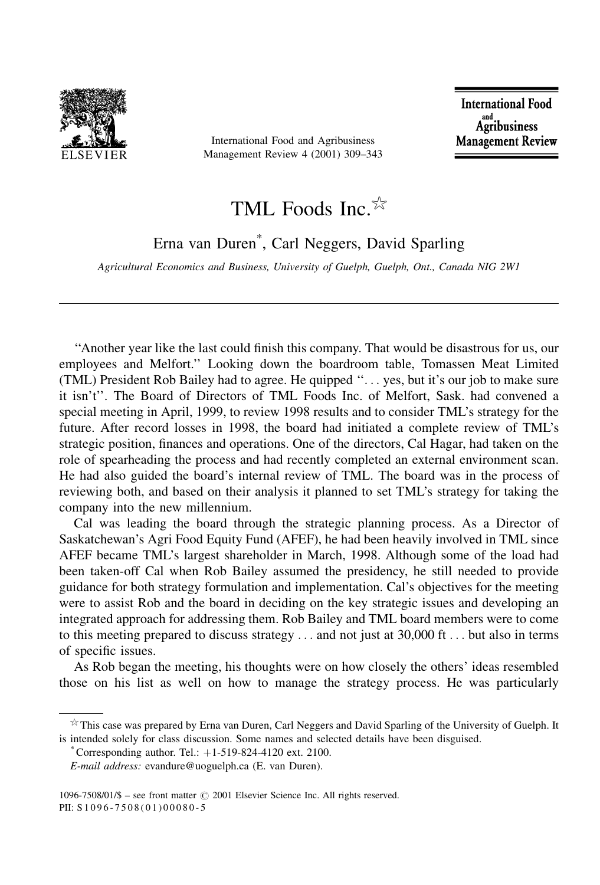# TML Foods Inc.☆

Erna van Duren*, Carl Neggers, David Sparling

*Agricultural Economics and Business, University of Guelph, Guelph, Ont., Canada NIG 2W1*

---

"Another year like the last could finish this company. That would be disastrous for us, our employees and Melfort." Looking down the boardroom table, Tomassen Meat Limited (TML) President Rob Bailey had to agree. He quipped ". . . yes, but it's our job to make sure it isn't". The Board of Directors of TML Foods Inc. of Melfort, Sask. had convened a special meeting in April, 1999, to review 1998 results and to consider TML's strategy for the future. After record losses in 1998, the board had initiated a complete review of TML's strategic position, finances and operations. One of the directors, Cal Hagar, had taken on the role of spearheading the process and had recently completed an external environment scan. He had also guided the board's internal review of TML. The board was in the process of reviewing both, and based on their analysis it planned to set TML's strategy for taking the company into the new millennium.

Cal was leading the board through the strategic planning process. As a Director of Saskatchewan's Agri Food Equity Fund (AFEF), he had been heavily involved in TML since AFEF became TML's largest shareholder in March, 1998. Although some of the load had been taken-off Cal when Rob Bailey assumed the presidency, he still needed to provide guidance for both strategy formulation and implementation. Cal's objectives for the meeting were to assist Rob and the board in deciding on the key strategic issues and developing an integrated approach for addressing them. Rob Bailey and TML board members were to come to this meeting prepared to discuss strategy . . . and not just at 30,000 ft . . . but also in terms of specific issues.

As Rob began the meeting, his thoughts were on how closely the others' ideas resembled those on his list as well on how to manage the strategy process. He was particularly

---

☆This case was prepared by Erna van Duren, Carl Neggers and David Sparling of the University of Guelph. It is intended solely for class discussion. Some names and selected details have been disguised.

*Corresponding author. Tel.: +1-519-824-4120 ext. 2100.

*E-mail address:* evandure@uoguelph.ca (E. van Duren).

1096-7508/01/$ – see front matter © 2001 Elsevier Science Inc. All rights reserved.
PII: S1096-7508(01)00080-5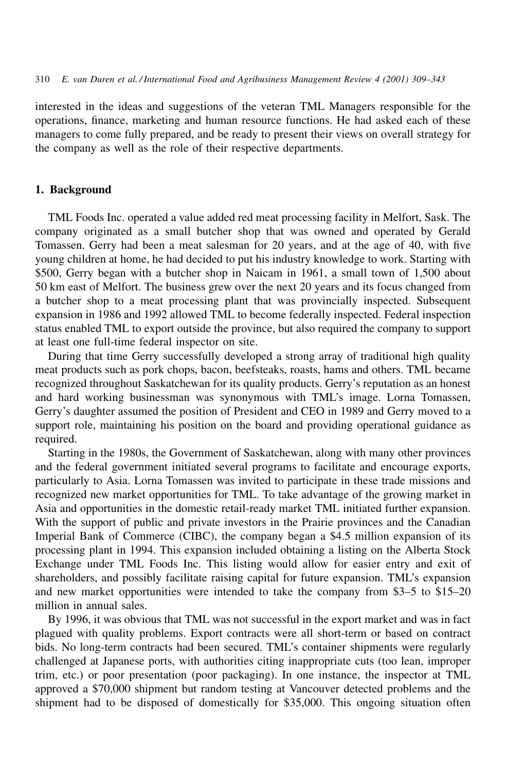interested in the ideas and suggestions of the veteran TML Managers responsible for the operations, finance, marketing and human resource functions. He had asked each of these managers to come fully prepared, and be ready to present their views on overall strategy for the company as well as the role of their respective departments.

## 1. Background

TML Foods Inc. operated a value added red meat processing facility in Melfort, Sask. The company originated as a small butcher shop that was owned and operated by Gerald Tomassen. Gerry had been a meat salesman for 20 years, and at the age of 40, with five young children at home, he had decided to put his industry knowledge to work. Starting with \$500, Gerry began with a butcher shop in Naicam in 1961, a small town of 1,500 about 50 km east of Melfort. The business grew over the next 20 years and its focus changed from a butcher shop to a meat processing plant that was provincially inspected. Subsequent expansion in 1986 and 1992 allowed TML to become federally inspected. Federal inspection status enabled TML to export outside the province, but also required the company to support at least one full-time federal inspector on site.

During that time Gerry successfully developed a strong array of traditional high quality meat products such as pork chops, bacon, beefsteaks, roasts, hams and others. TML became recognized throughout Saskatchewan for its quality products. Gerry's reputation as an honest and hard working businessman was synonymous with TML's image. Lorna Tomassen, Gerry's daughter assumed the position of President and CEO in 1989 and Gerry moved to a support role, maintaining his position on the board and providing operational guidance as required.

Starting in the 1980s, the Government of Saskatchewan, along with many other provinces and the federal government initiated several programs to facilitate and encourage exports, particularly to Asia. Lorna Tomassen was invited to participate in these trade missions and recognized new market opportunities for TML. To take advantage of the growing market in Asia and opportunities in the domestic retail-ready market TML initiated further expansion. With the support of public and private investors in the Prairie provinces and the Canadian Imperial Bank of Commerce (CIBC), the company began a \$4.5 million expansion of its processing plant in 1994. This expansion included obtaining a listing on the Alberta Stock Exchange under TML Foods Inc. This listing would allow for easier entry and exit of shareholders, and possibly facilitate raising capital for future expansion. TML's expansion and new market opportunities were intended to take the company from \$3–5 to \$15–20 million in annual sales.

By 1996, it was obvious that TML was not successful in the export market and was in fact plagued with quality problems. Export contracts were all short-term or based on contract bids. No long-term contracts had been secured. TML's container shipments were regularly challenged at Japanese ports, with authorities citing inappropriate cuts (too lean, improper trim, etc.) or poor presentation (poor packaging). In one instance, the inspector at TML approved a \$70,000 shipment but random testing at Vancouver detected problems and the shipment had to be disposed of domestically for \$35,000. This ongoing situation often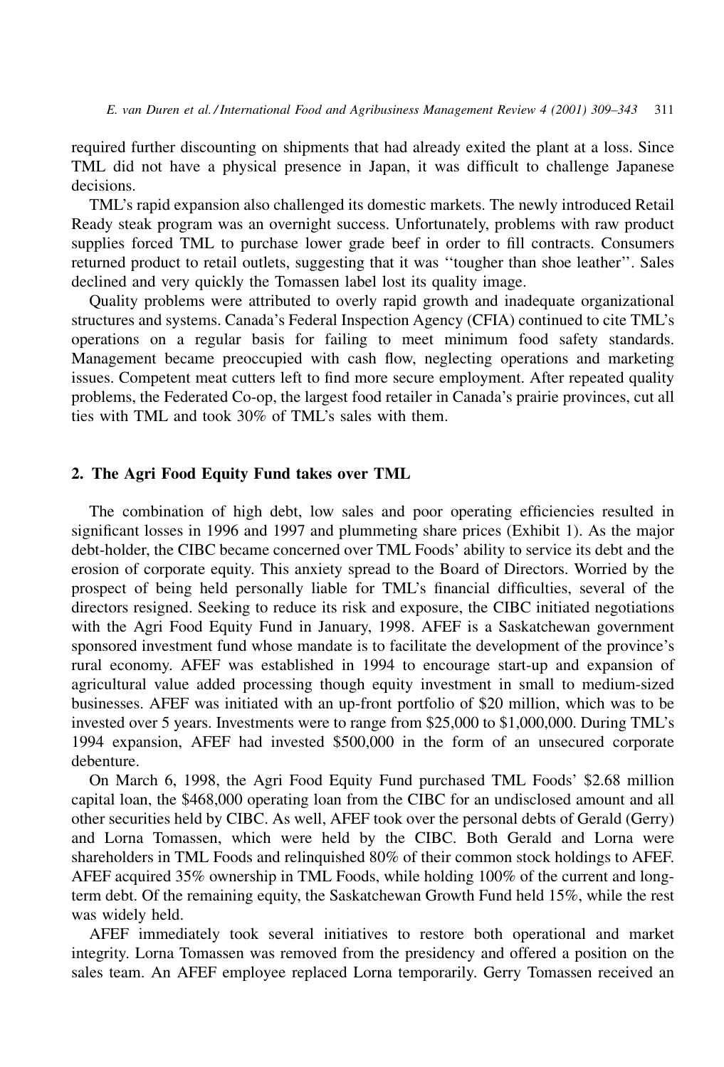required further discounting on shipments that had already exited the plant at a loss. Since TML did not have a physical presence in Japan, it was difficult to challenge Japanese decisions.

TML's rapid expansion also challenged its domestic markets. The newly introduced Retail Ready steak program was an overnight success. Unfortunately, problems with raw product supplies forced TML to purchase lower grade beef in order to fill contracts. Consumers returned product to retail outlets, suggesting that it was ''tougher than shoe leather''. Sales declined and very quickly the Tomassen label lost its quality image.

Quality problems were attributed to overly rapid growth and inadequate organizational structures and systems. Canada's Federal Inspection Agency (CFIA) continued to cite TML's operations on a regular basis for failing to meet minimum food safety standards. Management became preoccupied with cash flow, neglecting operations and marketing issues. Competent meat cutters left to find more secure employment. After repeated quality problems, the Federated Co-op, the largest food retailer in Canada's prairie provinces, cut all ties with TML and took 30% of TML's sales with them.

## 2. The Agri Food Equity Fund takes over TML

The combination of high debt, low sales and poor operating efficiencies resulted in significant losses in 1996 and 1997 and plummeting share prices (Exhibit 1). As the major debt-holder, the CIBC became concerned over TML Foods' ability to service its debt and the erosion of corporate equity. This anxiety spread to the Board of Directors. Worried by the prospect of being held personally liable for TML's financial difficulties, several of the directors resigned. Seeking to reduce its risk and exposure, the CIBC initiated negotiations with the Agri Food Equity Fund in January, 1998. AFEF is a Saskatchewan government sponsored investment fund whose mandate is to facilitate the development of the province's rural economy. AFEF was established in 1994 to encourage start-up and expansion of agricultural value added processing though equity investment in small to medium-sized businesses. AFEF was initiated with an up-front portfolio of $20 million, which was to be invested over 5 years. Investments were to range from $25,000 to $1,000,000. During TML's 1994 expansion, AFEF had invested $500,000 in the form of an unsecured corporate debenture.

On March 6, 1998, the Agri Food Equity Fund purchased TML Foods' $2.68 million capital loan, the $468,000 operating loan from the CIBC for an undisclosed amount and all other securities held by CIBC. As well, AFEF took over the personal debts of Gerald (Gerry) and Lorna Tomassen, which were held by the CIBC. Both Gerald and Lorna were shareholders in TML Foods and relinquished 80% of their common stock holdings to AFEF. AFEF acquired 35% ownership in TML Foods, while holding 100% of the current and long-term debt. Of the remaining equity, the Saskatchewan Growth Fund held 15%, while the rest was widely held.

AFEF immediately took several initiatives to restore both operational and market integrity. Lorna Tomassen was removed from the presidency and offered a position on the sales team. An AFEF employee replaced Lorna temporarily. Gerry Tomassen received an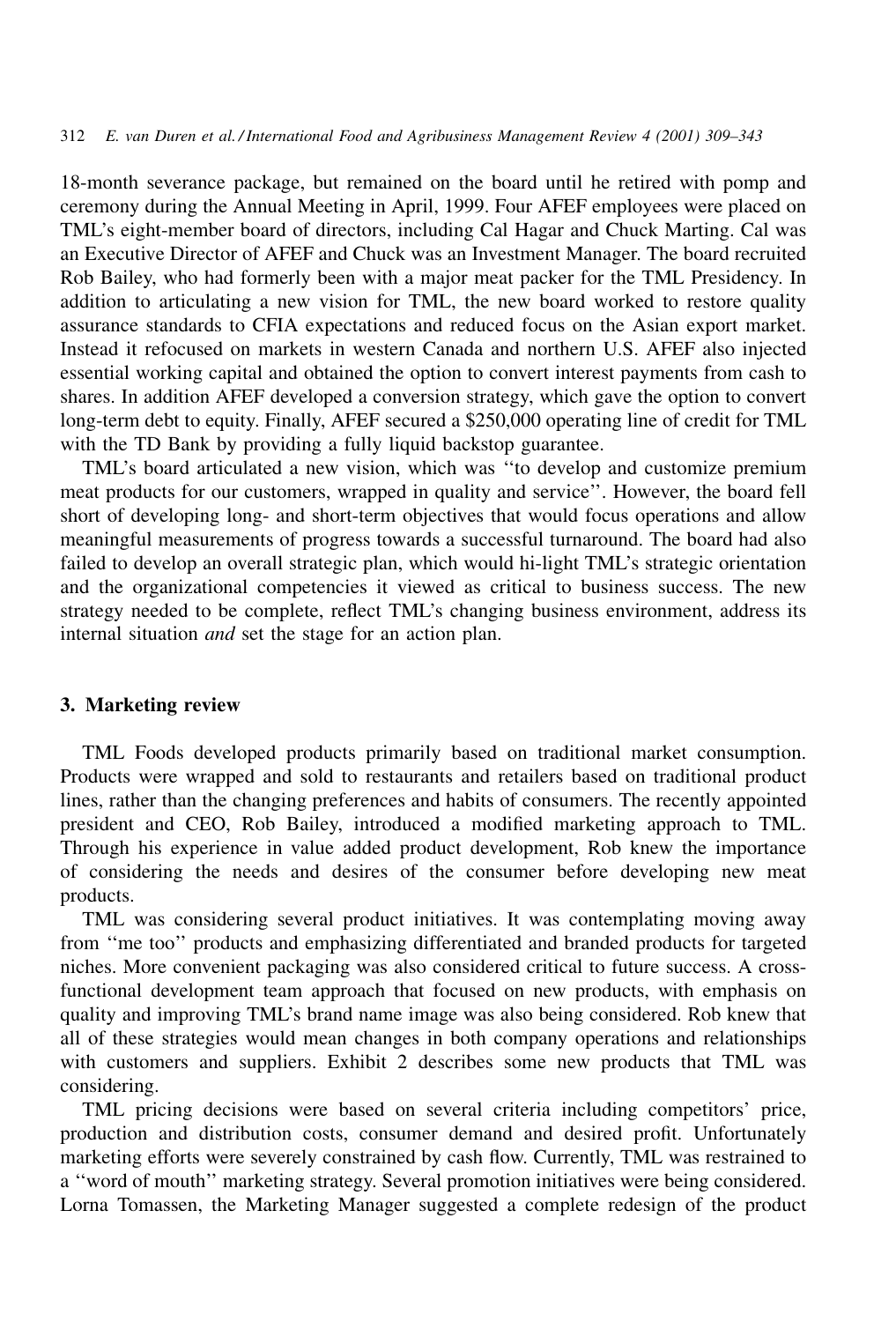18-month severance package, but remained on the board until he retired with pomp and ceremony during the Annual Meeting in April, 1999. Four AFEF employees were placed on TML's eight-member board of directors, including Cal Hagar and Chuck Marting. Cal was an Executive Director of AFEF and Chuck was an Investment Manager. The board recruited Rob Bailey, who had formerly been with a major meat packer for the TML Presidency. In addition to articulating a new vision for TML, the new board worked to restore quality assurance standards to CFIA expectations and reduced focus on the Asian export market. Instead it refocused on markets in western Canada and northern U.S. AFEF also injected essential working capital and obtained the option to convert interest payments from cash to shares. In addition AFEF developed a conversion strategy, which gave the option to convert long-term debt to equity. Finally, AFEF secured a $250,000 operating line of credit for TML with the TD Bank by providing a fully liquid backstop guarantee.

TML's board articulated a new vision, which was "to develop and customize premium meat products for our customers, wrapped in quality and service". However, the board fell short of developing long- and short-term objectives that would focus operations and allow meaningful measurements of progress towards a successful turnaround. The board had also failed to develop an overall strategic plan, which would hi-light TML's strategic orientation and the organizational competencies it viewed as critical to business success. The new strategy needed to be complete, reflect TML's changing business environment, address its internal situation *and* set the stage for an action plan.

## 3. Marketing review

TML Foods developed products primarily based on traditional market consumption. Products were wrapped and sold to restaurants and retailers based on traditional product lines, rather than the changing preferences and habits of consumers. The recently appointed president and CEO, Rob Bailey, introduced a modified marketing approach to TML. Through his experience in value added product development, Rob knew the importance of considering the needs and desires of the consumer before developing new meat products.

TML was considering several product initiatives. It was contemplating moving away from "me too" products and emphasizing differentiated and branded products for targeted niches. More convenient packaging was also considered critical to future success. A cross-functional development team approach that focused on new products, with emphasis on quality and improving TML's brand name image was also being considered. Rob knew that all of these strategies would mean changes in both company operations and relationships with customers and suppliers. Exhibit 2 describes some new products that TML was considering.

TML pricing decisions were based on several criteria including competitors' price, production and distribution costs, consumer demand and desired profit. Unfortunately marketing efforts were severely constrained by cash flow. Currently, TML was restrained to a "word of mouth" marketing strategy. Several promotion initiatives were being considered. Lorna Tomassen, the Marketing Manager suggested a complete redesign of the product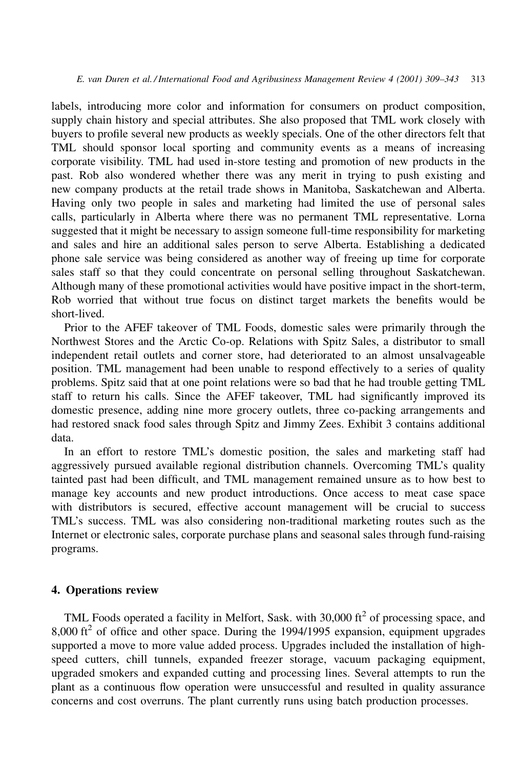labels, introducing more color and information for consumers on product composition, supply chain history and special attributes. She also proposed that TML work closely with buyers to profile several new products as weekly specials. One of the other directors felt that TML should sponsor local sporting and community events as a means of increasing corporate visibility. TML had used in-store testing and promotion of new products in the past. Rob also wondered whether there was any merit in trying to push existing and new company products at the retail trade shows in Manitoba, Saskatchewan and Alberta. Having only two people in sales and marketing had limited the use of personal sales calls, particularly in Alberta where there was no permanent TML representative. Lorna suggested that it might be necessary to assign someone full-time responsibility for marketing and sales and hire an additional sales person to serve Alberta. Establishing a dedicated phone sale service was being considered as another way of freeing up time for corporate sales staff so that they could concentrate on personal selling throughout Saskatchewan. Although many of these promotional activities would have positive impact in the short-term, Rob worried that without true focus on distinct target markets the benefits would be short-lived.

Prior to the AFEF takeover of TML Foods, domestic sales were primarily through the Northwest Stores and the Arctic Co-op. Relations with Spitz Sales, a distributor to small independent retail outlets and corner store, had deteriorated to an almost unsalvageable position. TML management had been unable to respond effectively to a series of quality problems. Spitz said that at one point relations were so bad that he had trouble getting TML staff to return his calls. Since the AFEF takeover, TML had significantly improved its domestic presence, adding nine more grocery outlets, three co-packing arrangements and had restored snack food sales through Spitz and Jimmy Zees. Exhibit 3 contains additional data.

In an effort to restore TML's domestic position, the sales and marketing staff had aggressively pursued available regional distribution channels. Overcoming TML's quality tainted past had been difficult, and TML management remained unsure as to how best to manage key accounts and new product introductions. Once access to meat case space with distributors is secured, effective account management will be crucial to success TML's success. TML was also considering non-traditional marketing routes such as the Internet or electronic sales, corporate purchase plans and seasonal sales through fund-raising programs.

## 4. Operations review

TML Foods operated a facility in Melfort, Sask. with 30,000 $ft^2$ of processing space, and 8,000 $ft^2$ of office and other space. During the 1994/1995 expansion, equipment upgrades supported a move to more value added process. Upgrades included the installation of high-speed cutters, chill tunnels, expanded freezer storage, vacuum packaging equipment, upgraded smokers and expanded cutting and processing lines. Several attempts to run the plant as a continuous flow operation were unsuccessful and resulted in quality assurance concerns and cost overruns. The plant currently runs using batch production processes.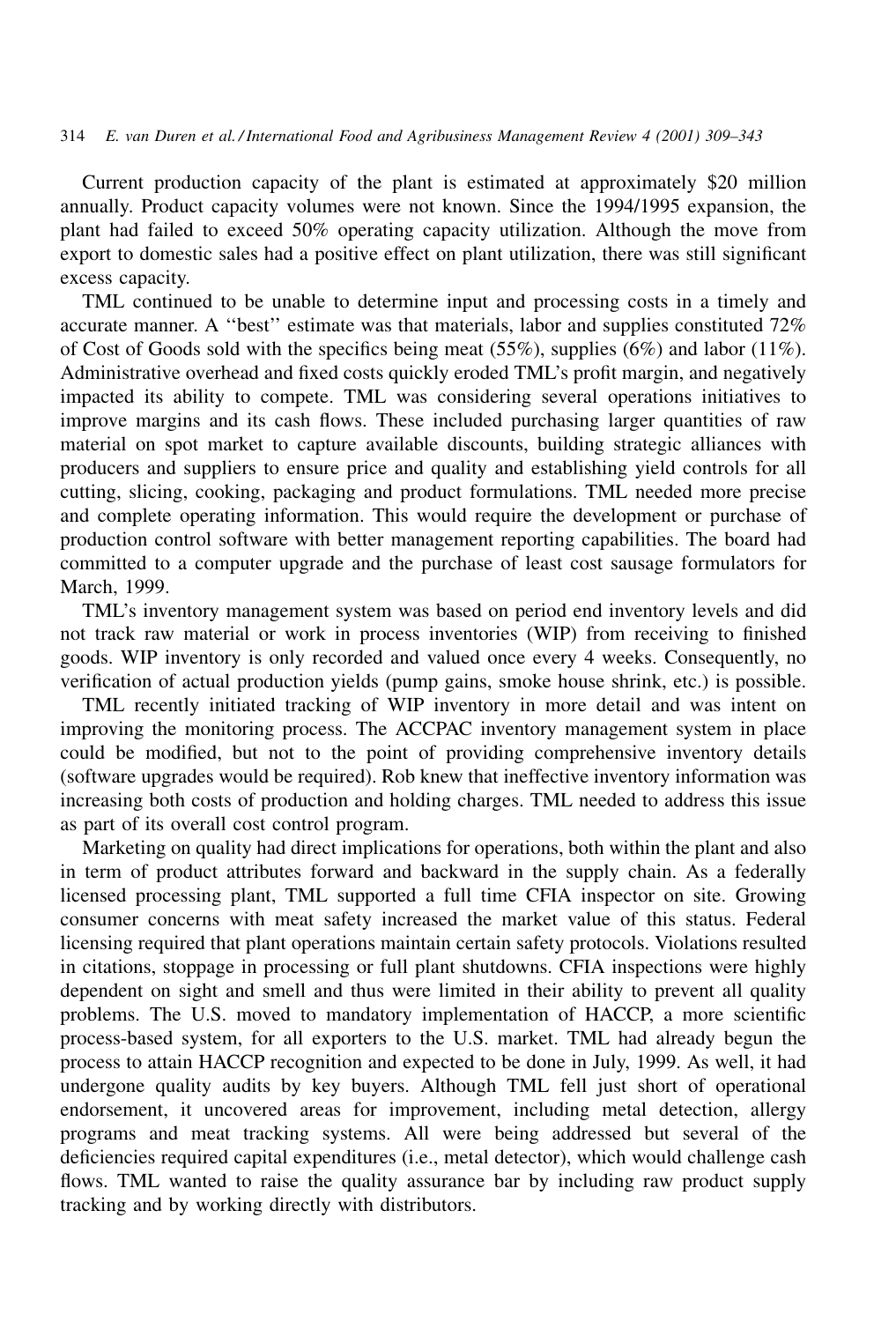Current production capacity of the plant is estimated at approximately $20 million annually. Product capacity volumes were not known. Since the 1994/1995 expansion, the plant had failed to exceed 50% operating capacity utilization. Although the move from export to domestic sales had a positive effect on plant utilization, there was still significant excess capacity.

TML continued to be unable to determine input and processing costs in a timely and accurate manner. A ''best'' estimate was that materials, labor and supplies constituted 72% of Cost of Goods sold with the specifics being meat (55%), supplies (6%) and labor (11%). Administrative overhead and fixed costs quickly eroded TML's profit margin, and negatively impacted its ability to compete. TML was considering several operations initiatives to improve margins and its cash flows. These included purchasing larger quantities of raw material on spot market to capture available discounts, building strategic alliances with producers and suppliers to ensure price and quality and establishing yield controls for all cutting, slicing, cooking, packaging and product formulations. TML needed more precise and complete operating information. This would require the development or purchase of production control software with better management reporting capabilities. The board had committed to a computer upgrade and the purchase of least cost sausage formulators for March, 1999.

TML's inventory management system was based on period end inventory levels and did not track raw material or work in process inventories (WIP) from receiving to finished goods. WIP inventory is only recorded and valued once every 4 weeks. Consequently, no verification of actual production yields (pump gains, smoke house shrink, etc.) is possible.

TML recently initiated tracking of WIP inventory in more detail and was intent on improving the monitoring process. The ACCPAC inventory management system in place could be modified, but not to the point of providing comprehensive inventory details (software upgrades would be required). Rob knew that ineffective inventory information was increasing both costs of production and holding charges. TML needed to address this issue as part of its overall cost control program.

Marketing on quality had direct implications for operations, both within the plant and also in term of product attributes forward and backward in the supply chain. As a federally licensed processing plant, TML supported a full time CFIA inspector on site. Growing consumer concerns with meat safety increased the market value of this status. Federal licensing required that plant operations maintain certain safety protocols. Violations resulted in citations, stoppage in processing or full plant shutdowns. CFIA inspections were highly dependent on sight and smell and thus were limited in their ability to prevent all quality problems. The U.S. moved to mandatory implementation of HACCP, a more scientific process-based system, for all exporters to the U.S. market. TML had already begun the process to attain HACCP recognition and expected to be done in July, 1999. As well, it had undergone quality audits by key buyers. Although TML fell just short of operational endorsement, it uncovered areas for improvement, including metal detection, allergy programs and meat tracking systems. All were being addressed but several of the deficiencies required capital expenditures (i.e., metal detector), which would challenge cash flows. TML wanted to raise the quality assurance bar by including raw product supply tracking and by working directly with distributors.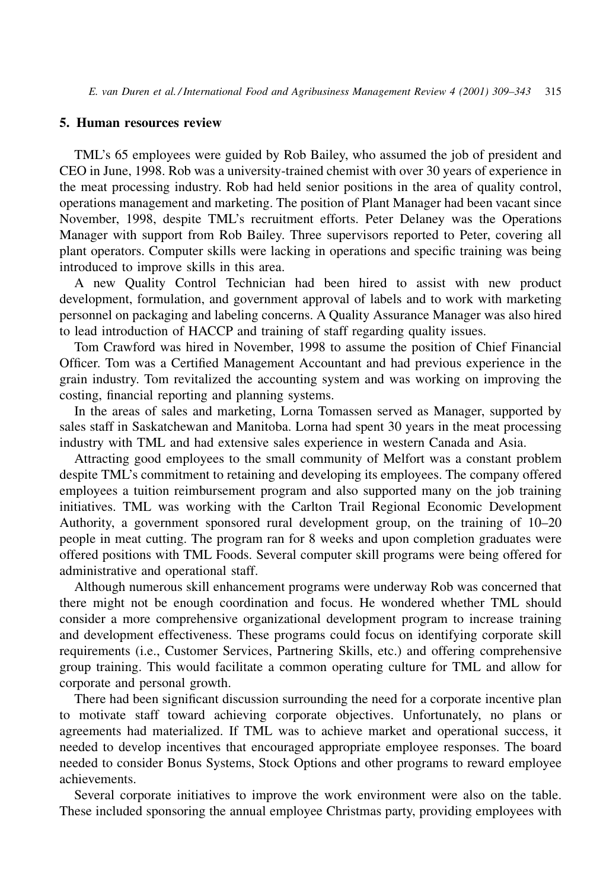## 5. Human resources review

TML's 65 employees were guided by Rob Bailey, who assumed the job of president and CEO in June, 1998. Rob was a university-trained chemist with over 30 years of experience in the meat processing industry. Rob had held senior positions in the area of quality control, operations management and marketing. The position of Plant Manager had been vacant since November, 1998, despite TML's recruitment efforts. Peter Delaney was the Operations Manager with support from Rob Bailey. Three supervisors reported to Peter, covering all plant operators. Computer skills were lacking in operations and specific training was being introduced to improve skills in this area.

A new Quality Control Technician had been hired to assist with new product development, formulation, and government approval of labels and to work with marketing personnel on packaging and labeling concerns. A Quality Assurance Manager was also hired to lead introduction of HACCP and training of staff regarding quality issues.

Tom Crawford was hired in November, 1998 to assume the position of Chief Financial Officer. Tom was a Certified Management Accountant and had previous experience in the grain industry. Tom revitalized the accounting system and was working on improving the costing, financial reporting and planning systems.

In the areas of sales and marketing, Lorna Tomassen served as Manager, supported by sales staff in Saskatchewan and Manitoba. Lorna had spent 30 years in the meat processing industry with TML and had extensive sales experience in western Canada and Asia.

Attracting good employees to the small community of Melfort was a constant problem despite TML's commitment to retaining and developing its employees. The company offered employees a tuition reimbursement program and also supported many on the job training initiatives. TML was working with the Carlton Trail Regional Economic Development Authority, a government sponsored rural development group, on the training of 10–20 people in meat cutting. The program ran for 8 weeks and upon completion graduates were offered positions with TML Foods. Several computer skill programs were being offered for administrative and operational staff.

Although numerous skill enhancement programs were underway Rob was concerned that there might not be enough coordination and focus. He wondered whether TML should consider a more comprehensive organizational development program to increase training and development effectiveness. These programs could focus on identifying corporate skill requirements (i.e., Customer Services, Partnering Skills, etc.) and offering comprehensive group training. This would facilitate a common operating culture for TML and allow for corporate and personal growth.

There had been significant discussion surrounding the need for a corporate incentive plan to motivate staff toward achieving corporate objectives. Unfortunately, no plans or agreements had materialized. If TML was to achieve market and operational success, it needed to develop incentives that encouraged appropriate employee responses. The board needed to consider Bonus Systems, Stock Options and other programs to reward employee achievements.

Several corporate initiatives to improve the work environment were also on the table. These included sponsoring the annual employee Christmas party, providing employees with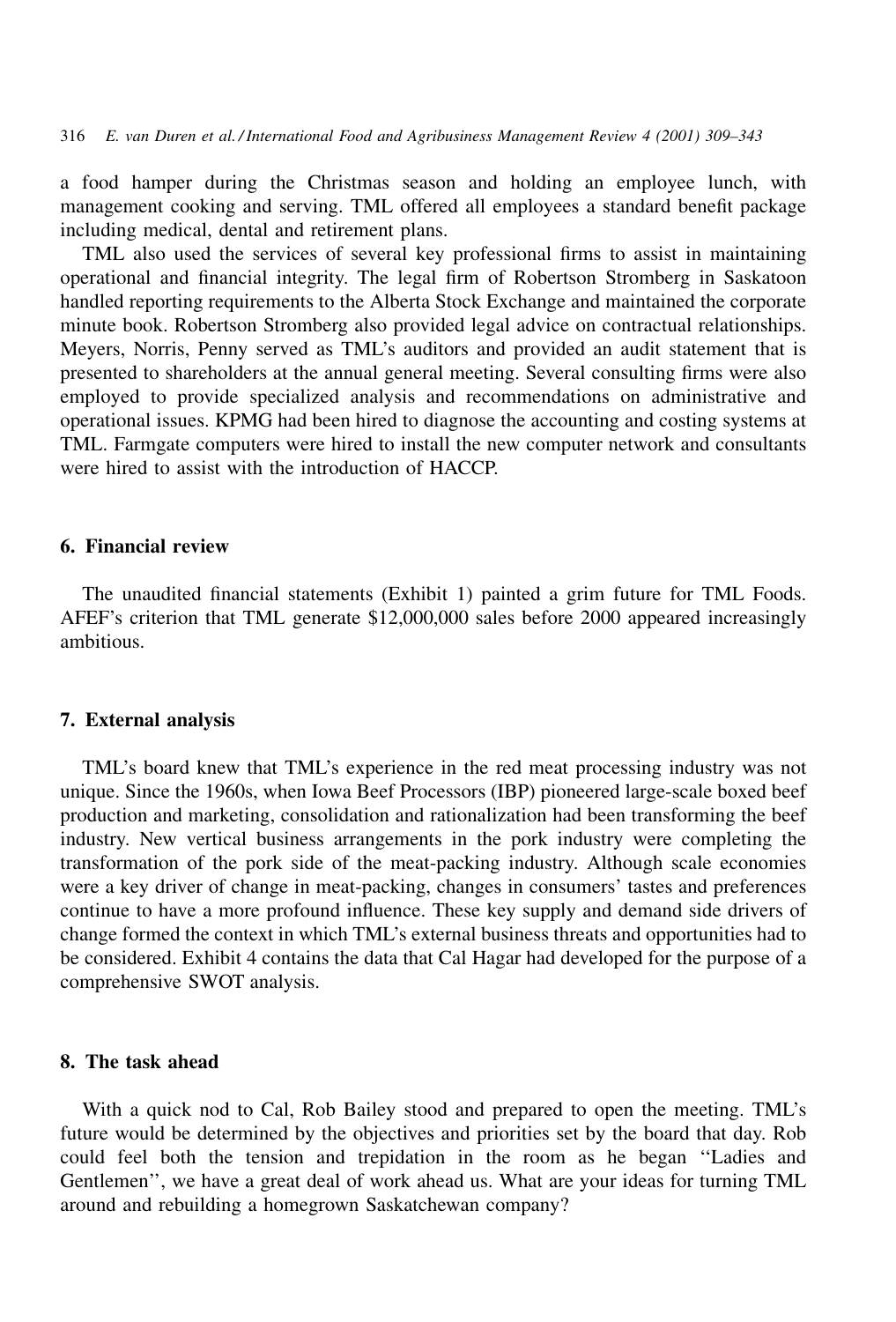a food hamper during the Christmas season and holding an employee lunch, with management cooking and serving. TML offered all employees a standard benefit package including medical, dental and retirement plans.

TML also used the services of several key professional firms to assist in maintaining operational and financial integrity. The legal firm of Robertson Stromberg in Saskatoon handled reporting requirements to the Alberta Stock Exchange and maintained the corporate minute book. Robertson Stromberg also provided legal advice on contractual relationships. Meyers, Norris, Penny served as TML's auditors and provided an audit statement that is presented to shareholders at the annual general meeting. Several consulting firms were also employed to provide specialized analysis and recommendations on administrative and operational issues. KPMG had been hired to diagnose the accounting and costing systems at TML. Farmgate computers were hired to install the new computer network and consultants were hired to assist with the introduction of HACCP.

## 6. Financial review

The unaudited financial statements (Exhibit 1) painted a grim future for TML Foods. AFEF's criterion that TML generate $12,000,000 sales before 2000 appeared increasingly ambitious.

## 7. External analysis

TML's board knew that TML's experience in the red meat processing industry was not unique. Since the 1960s, when Iowa Beef Processors (IBP) pioneered large-scale boxed beef production and marketing, consolidation and rationalization had been transforming the beef industry. New vertical business arrangements in the pork industry were completing the transformation of the pork side of the meat-packing industry. Although scale economies were a key driver of change in meat-packing, changes in consumers' tastes and preferences continue to have a more profound influence. These key supply and demand side drivers of change formed the context in which TML's external business threats and opportunities had to be considered. Exhibit 4 contains the data that Cal Hagar had developed for the purpose of a comprehensive SWOT analysis.

## 8. The task ahead

With a quick nod to Cal, Rob Bailey stood and prepared to open the meeting. TML's future would be determined by the objectives and priorities set by the board that day. Rob could feel both the tension and trepidation in the room as he began ''Ladies and Gentlemen'', we have a great deal of work ahead us. What are your ideas for turning TML around and rebuilding a homegrown Saskatchewan company?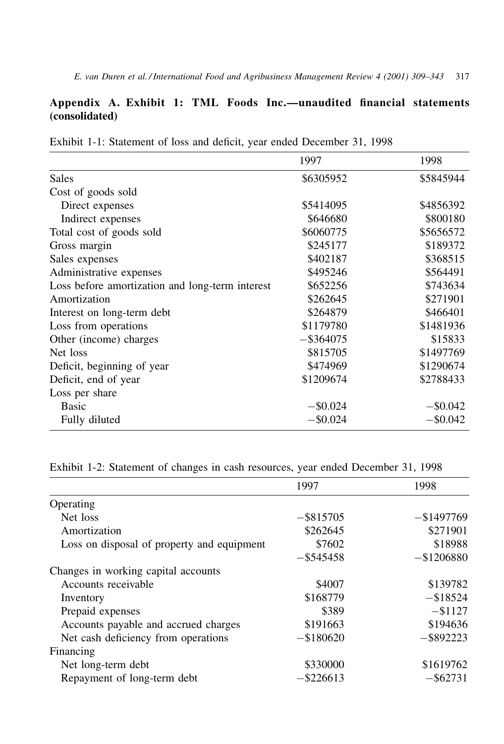## Appendix A. Exhibit 1: TML Foods Inc.—unaudited financial statements (consolidated)

Exhibit 1-1: Statement of loss and deficit, year ended December 31, 1998

| | 1997 | 1998 |
|---|---|---|
| Sales | \$6305952 | \$5845944 |
| Cost of goods sold | | |
| Direct expenses | \$5414095 | \$4856392 |
| Indirect expenses | \$646680 | \$800180 |
| Total cost of goods sold | \$6060775 | \$5656572 |
| Gross margin | \$245177 | \$189372 |
| Sales expenses | \$402187 | \$368515 |
| Administrative expenses | \$495246 | \$564491 |
| Loss before amortization and long-term interest | \$652256 | \$743634 |
| Amortization | \$262645 | \$271901 |
| Interest on long-term debt | \$264879 | \$466401 |
| Loss from operations | \$1179780 | \$1481936 |
| Other (income) charges | −\$364075 | \$15833 |
| Net loss | \$815705 | \$1497769 |
| Deficit, beginning of year | \$474969 | \$1290674 |
| Deficit, end of year | \$1209674 | \$2788433 |
| Loss per share | | |
| Basic | −\$0.024 | −\$0.042 |
| Fully diluted | −\$0.024 | −\$0.042 |

Exhibit 1-2: Statement of changes in cash resources, year ended December 31, 1998

| | 1997 | 1998 |
|---|---|---|
| Operating | | |
| Net loss | −\$815705 | −\$1497769 |
| Amortization | \$262645 | \$271901 |
| Loss on disposal of property and equipment | \$7602 | \$18988 |
| | −\$545458 | −\$1206880 |
| Changes in working capital accounts | | |
| Accounts receivable | \$4007 | \$139782 |
| Inventory | \$168779 | −\$18524 |
| Prepaid expenses | \$389 | −\$1127 |
| Accounts payable and accrued charges | \$191663 | \$194636 |
| Net cash deficiency from operations | −\$180620 | −\$892223 |
| Financing | | |
| Net long-term debt | \$330000 | \$1619762 |
| Repayment of long-term debt | −\$226613 | −\$62731 |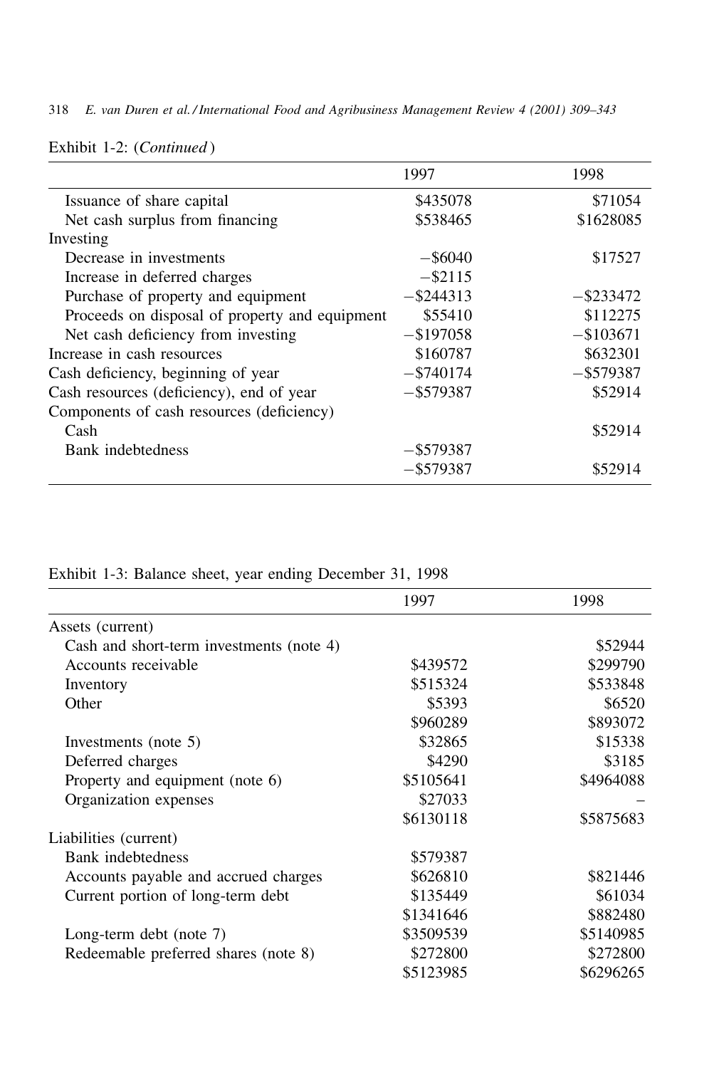Exhibit 1-2: (*Continued*)

| | 1997 | 1998 |
|---|---|---|
| Issuance of share capital | \$435078 | \$71054 |
| Net cash surplus from financing | \$538465 | \$1628085 |
| Investing | | |
| Decrease in investments | −\$6040 | \$17527 |
| Increase in deferred charges | −\$2115 | |
| Purchase of property and equipment | −\$244313 | −\$233472 |
| Proceeds on disposal of property and equipment | \$55410 | \$112275 |
| Net cash deficiency from investing | −\$197058 | −\$103671 |
| Increase in cash resources | \$160787 | \$632301 |
| Cash deficiency, beginning of year | −\$740174 | −\$579387 |
| Cash resources (deficiency), end of year | −\$579387 | \$52914 |
| Components of cash resources (deficiency) | | |
| Cash | | \$52914 |
| Bank indebtedness | −\$579387 | |
| | −\$579387 | \$52914 |

Exhibit 1-3: Balance sheet, year ending December 31, 1998

| | 1997 | 1998 |
|---|---|---|
| Assets (current) | | |
| Cash and short-term investments (note 4) | | \$52944 |
| Accounts receivable | \$439572 | \$299790 |
| Inventory | \$515324 | \$533848 |
| Other | \$5393 | \$6520 |
| | \$960289 | \$893072 |
| Investments (note 5) | \$32865 | \$15338 |
| Deferred charges | \$4290 | \$3185 |
| Property and equipment (note 6) | \$5105641 | \$4964088 |
| Organization expenses | \$27033 | – |
| | \$6130118 | \$5875683 |
| Liabilities (current) | | |
| Bank indebtedness | \$579387 | |
| Accounts payable and accrued charges | \$626810 | \$821446 |
| Current portion of long-term debt | \$135449 | \$61034 |
| | \$1341646 | \$882480 |
| Long-term debt (note 7) | \$3509539 | \$5140985 |
| Redeemable preferred shares (note 8) | \$272800 | \$272800 |
| | \$5123985 | \$6296265 |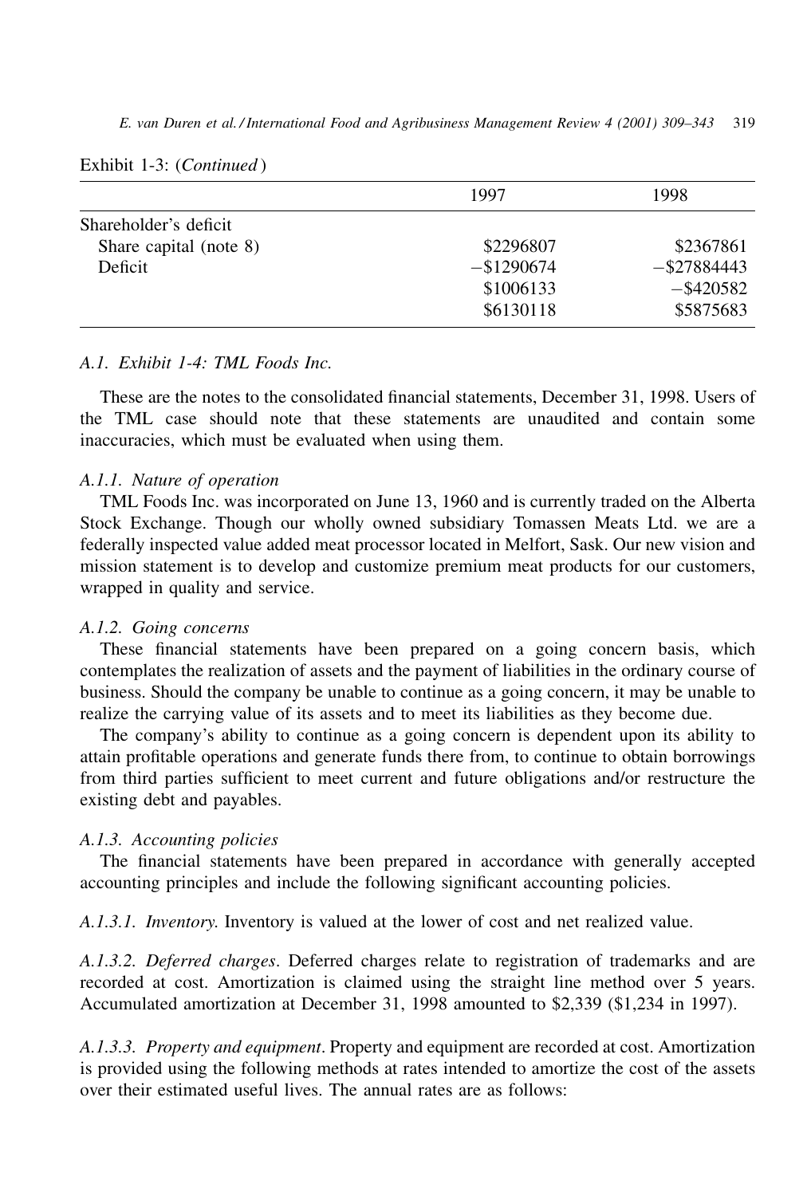Exhibit 1-3: (*Continued*)

| | 1997 | 1998 |
|---|---|---|
| Shareholder's deficit | | |
| Share capital (note 8) | \$2296807 | \$2367861 |
| Deficit | −\$1290674 | −\$27884443 |
| | \$1006133 | −\$420582 |
| | \$6130118 | \$5875683 |

### A.1. Exhibit 1-4: TML Foods Inc.

These are the notes to the consolidated financial statements, December 31, 1998. Users of the TML case should note that these statements are unaudited and contain some inaccuracies, which must be evaluated when using them.

#### A.1.1. Nature of operation

TML Foods Inc. was incorporated on June 13, 1960 and is currently traded on the Alberta Stock Exchange. Though our wholly owned subsidiary Tomassen Meats Ltd. we are a federally inspected value added meat processor located in Melfort, Sask. Our new vision and mission statement is to develop and customize premium meat products for our customers, wrapped in quality and service.

#### A.1.2. Going concerns

These financial statements have been prepared on a going concern basis, which contemplates the realization of assets and the payment of liabilities in the ordinary course of business. Should the company be unable to continue as a going concern, it may be unable to realize the carrying value of its assets and to meet its liabilities as they become due.

The company's ability to continue as a going concern is dependent upon its ability to attain profitable operations and generate funds there from, to continue to obtain borrowings from third parties sufficient to meet current and future obligations and/or restructure the existing debt and payables.

#### A.1.3. Accounting policies

The financial statements have been prepared in accordance with generally accepted accounting principles and include the following significant accounting policies.

*A.1.3.1. Inventory.* Inventory is valued at the lower of cost and net realized value.

*A.1.3.2. Deferred charges.* Deferred charges relate to registration of trademarks and are recorded at cost. Amortization is claimed using the straight line method over 5 years. Accumulated amortization at December 31, 1998 amounted to \$2,339 (\$1,234 in 1997).

*A.1.3.3. Property and equipment.* Property and equipment are recorded at cost. Amortization is provided using the following methods at rates intended to amortize the cost of the assets over their estimated useful lives. The annual rates are as follows: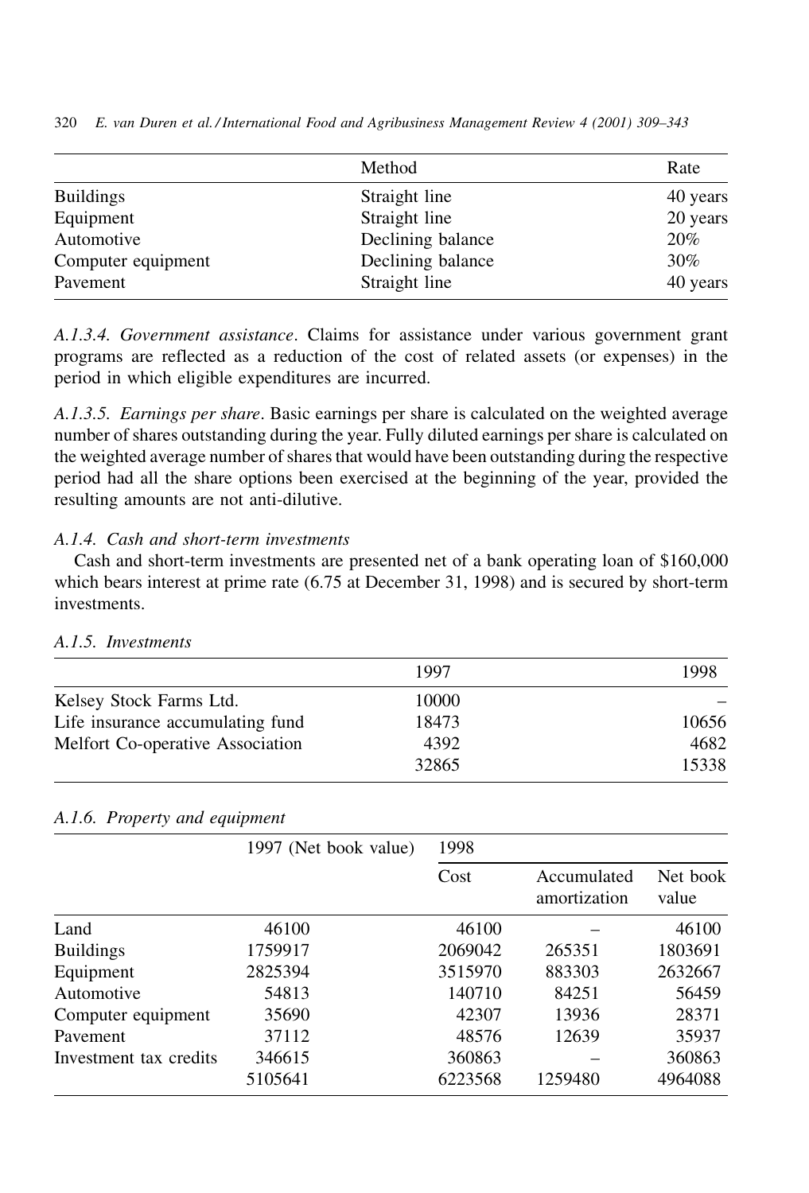| | Method | Rate |
|---|---|---|
| Buildings | Straight line | 40 years |
| Equipment | Straight line | 20 years |
| Automotive | Declining balance | 20% |
| Computer equipment | Declining balance | 30% |
| Pavement | Straight line | 40 years |

*A.1.3.4. Government assistance*. Claims for assistance under various government grant programs are reflected as a reduction of the cost of related assets (or expenses) in the period in which eligible expenditures are incurred.

*A.1.3.5. Earnings per share*. Basic earnings per share is calculated on the weighted average number of shares outstanding during the year. Fully diluted earnings per share is calculated on the weighted average number of shares that would have been outstanding during the respective period had all the share options been exercised at the beginning of the year, provided the resulting amounts are not anti-dilutive.

### *A.1.4. Cash and short-term investments*

Cash and short-term investments are presented net of a bank operating loan of $160,000 which bears interest at prime rate (6.75 at December 31, 1998) and is secured by short-term investments.

### *A.1.5. Investments*

| | 1997 | 1998 |
|---|---|---|
| Kelsey Stock Farms Ltd. | 10000 | – |
| Life insurance accumulating fund | 18473 | 10656 |
| Melfort Co-operative Association | 4392 | 4682 |
| | 32865 | 15338 |

### *A.1.6. Property and equipment*

| | 1997 (Net book value) | 1998 | | |
|---|---|---|---|---|
| | | Cost | Accumulated amortization | Net book value |
| Land | 46100 | 46100 | – | 46100 |
| Buildings | 1759917 | 2069042 | 265351 | 1803691 |
| Equipment | 2825394 | 3515970 | 883303 | 2632667 |
| Automotive | 54813 | 140710 | 84251 | 56459 |
| Computer equipment | 35690 | 42307 | 13936 | 28371 |
| Pavement | 37112 | 48576 | 12639 | 35937 |
| Investment tax credits | 346615 | 360863 | – | 360863 |
| | 5105641 | 6223568 | 1259480 | 4964088 |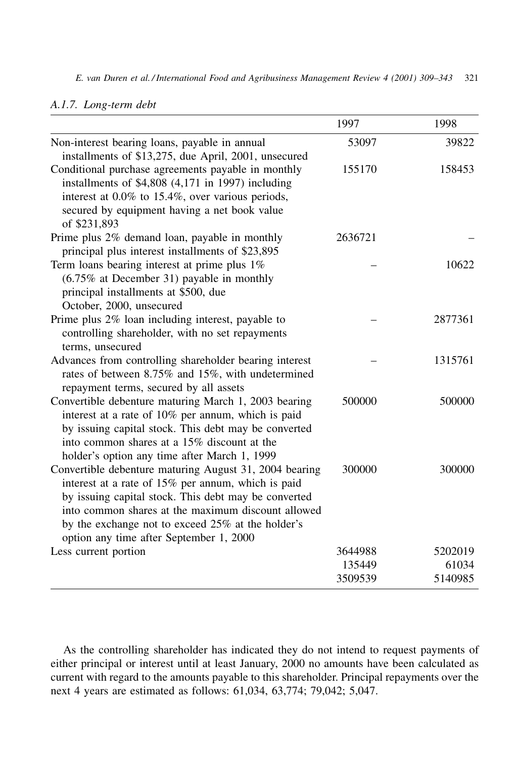### A.1.7. Long-term debt

| | 1997 | 1998 |
|---|---|---|
| Non-interest bearing loans, payable in annual installments of \$13,275, due April, 2001, unsecured | 53097 | 39822 |
| Conditional purchase agreements payable in monthly installments of \$4,808 (4,171 in 1997) including interest at 0.0% to 15.4%, over various periods, secured by equipment having a net book value of \$231,893 | 155170 | 158453 |
| Prime plus 2% demand loan, payable in monthly principal plus interest installments of \$23,895 | 2636721 | – |
| Term loans bearing interest at prime plus 1% (6.75% at December 31) payable in monthly principal installments at \$500, due October, 2000, unsecured | – | 10622 |
| Prime plus 2% loan including interest, payable to controlling shareholder, with no set repayments terms, unsecured | – | 2877361 |
| Advances from controlling shareholder bearing interest rates of between 8.75% and 15%, with undetermined repayment terms, secured by all assets | – | 1315761 |
| Convertible debenture maturing March 1, 2003 bearing interest at a rate of 10% per annum, which is paid by issuing capital stock. This debt may be converted into common shares at a 15% discount at the holder's option any time after March 1, 1999 | 500000 | 500000 |
| Convertible debenture maturing August 31, 2004 bearing interest at a rate of 15% per annum, which is paid by issuing capital stock. This debt may be converted into common shares at the maximum discount allowed by the exchange not to exceed 25% at the holder's option any time after September 1, 2000 | 300000 | 300000 |
| | 3644988 | 5202019 |
| Less current portion | 135449 | 61034 |
| | 3509539 | 5140985 |

As the controlling shareholder has indicated they do not intend to request payments of either principal or interest until at least January, 2000 no amounts have been calculated as current with regard to the amounts payable to this shareholder. Principal repayments over the next 4 years are estimated as follows: 61,034, 63,774; 79,042; 5,047.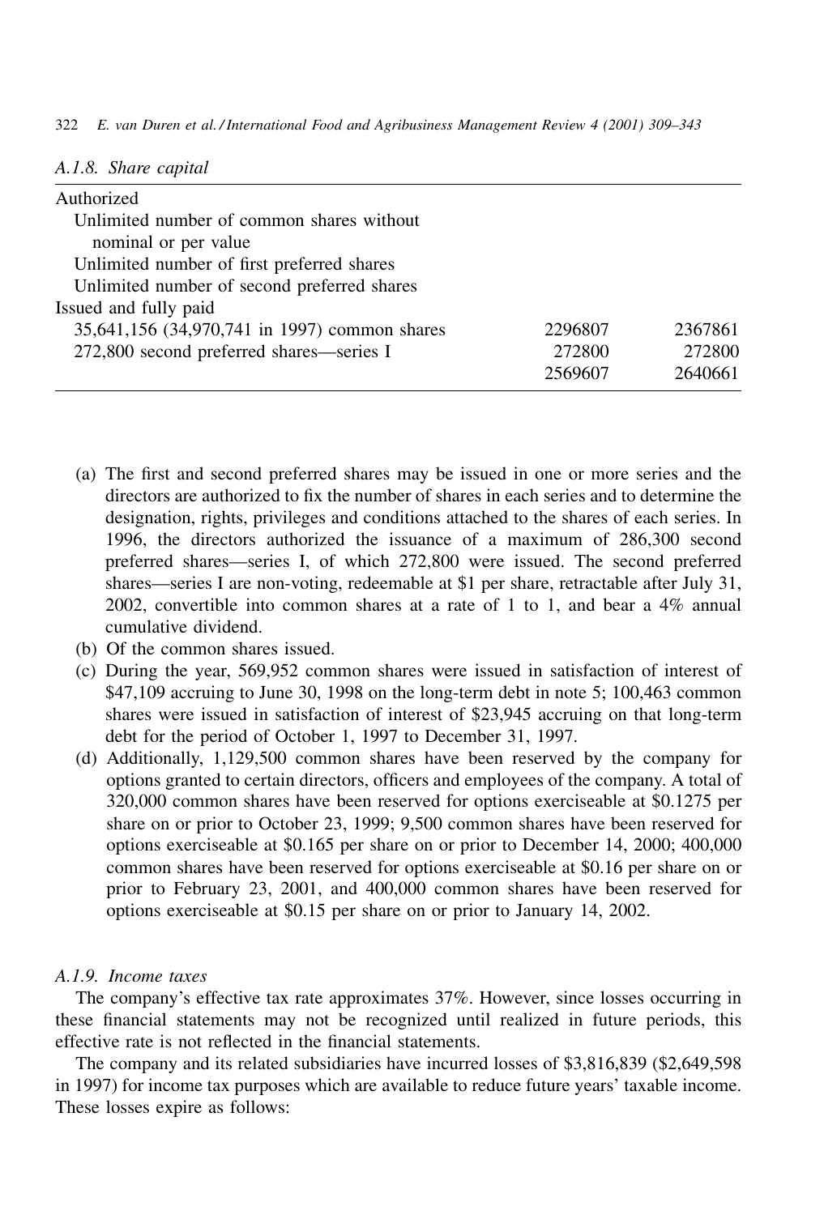### A.1.8. Share capital

| | | |
|---|---|---|
| Authorized | | |
| Unlimited number of common shares without nominal or per value | | |
| Unlimited number of first preferred shares | | |
| Unlimited number of second preferred shares | | |
| Issued and fully paid | | |
| 35,641,156 (34,970,741 in 1997) common shares | 2296807 | 2367861 |
| 272,800 second preferred shares—series I | 272800 | 272800 |
| | 2569607 | 2640661 |

(a) The first and second preferred shares may be issued in one or more series and the directors are authorized to fix the number of shares in each series and to determine the designation, rights, privileges and conditions attached to the shares of each series. In 1996, the directors authorized the issuance of a maximum of 286,300 second preferred shares—series I, of which 272,800 were issued. The second preferred shares—series I are non-voting, redeemable at $1 per share, retractable after July 31, 2002, convertible into common shares at a rate of 1 to 1, and bear a 4% annual cumulative dividend.

(b) Of the common shares issued.

(c) During the year, 569,952 common shares were issued in satisfaction of interest of $47,109 accruing to June 30, 1998 on the long-term debt in note 5; 100,463 common shares were issued in satisfaction of interest of $23,945 accruing on that long-term debt for the period of October 1, 1997 to December 31, 1997.

(d) Additionally, 1,129,500 common shares have been reserved by the company for options granted to certain directors, officers and employees of the company. A total of 320,000 common shares have been reserved for options exerciseable at $0.1275 per share on or prior to October 23, 1999; 9,500 common shares have been reserved for options exerciseable at $0.165 per share on or prior to December 14, 2000; 400,000 common shares have been reserved for options exerciseable at $0.16 per share on or prior to February 23, 2001, and 400,000 common shares have been reserved for options exerciseable at $0.15 per share on or prior to January 14, 2002.

### A.1.9. Income taxes

The company's effective tax rate approximates 37%. However, since losses occurring in these financial statements may not be recognized until realized in future periods, this effective rate is not reflected in the financial statements.

The company and its related subsidiaries have incurred losses of $3,816,839 ($2,649,598 in 1997) for income tax purposes which are available to reduce future years' taxable income. These losses expire as follows: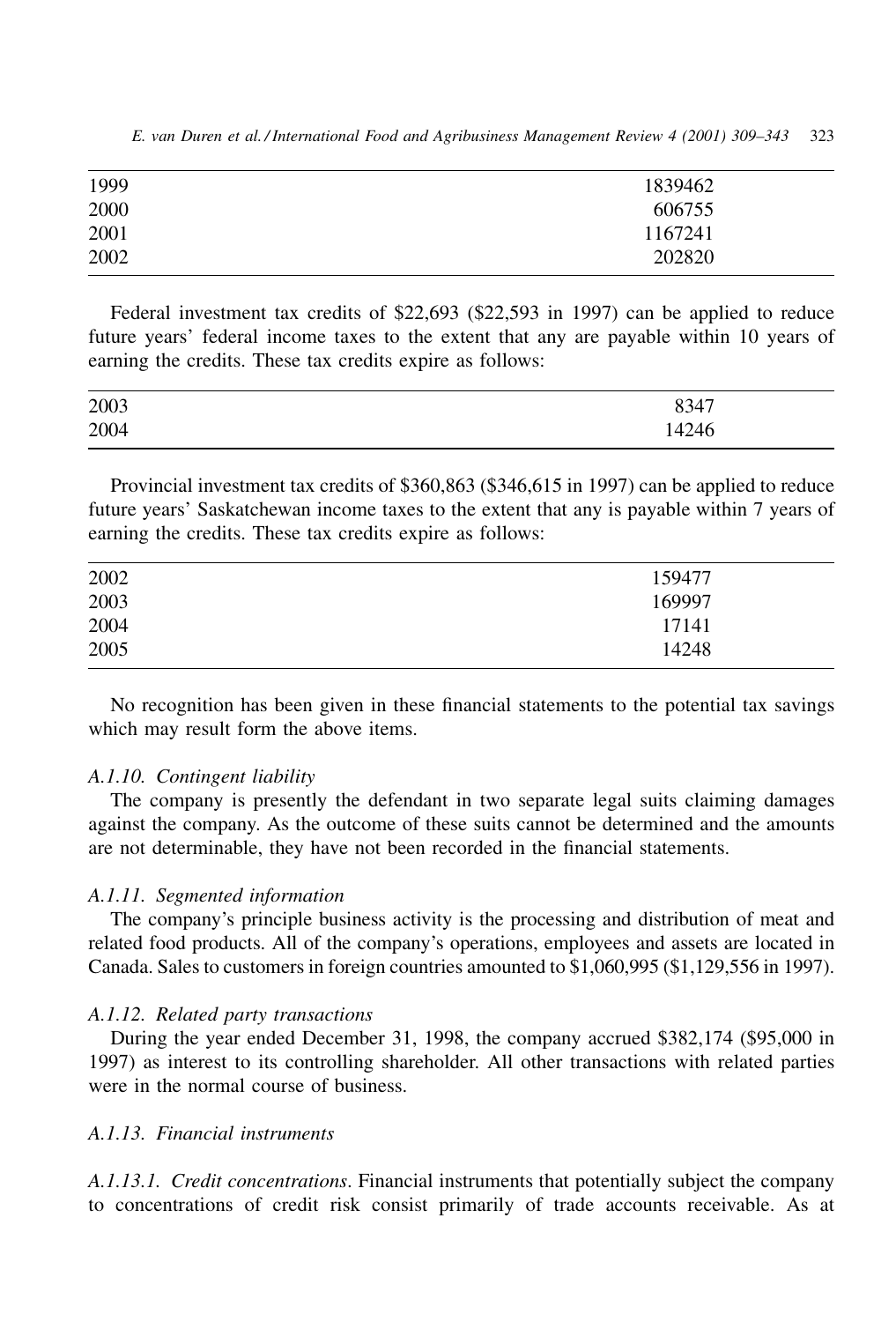| | |
|---|---|
| 1999 | 1839462 |
| 2000 | 606755 |
| 2001 | 1167241 |
| 2002 | 202820 |

Federal investment tax credits of $22,693 ($22,593 in 1997) can be applied to reduce future years' federal income taxes to the extent that any are payable within 10 years of earning the credits. These tax credits expire as follows:

| | |
|---|---|
| 2003 | 8347 |
| 2004 | 14246 |

Provincial investment tax credits of $360,863 ($346,615 in 1997) can be applied to reduce future years' Saskatchewan income taxes to the extent that any is payable within 7 years of earning the credits. These tax credits expire as follows:

| | |
|---|---|
| 2002 | 159477 |
| 2003 | 169997 |
| 2004 | 17141 |
| 2005 | 14248 |

No recognition has been given in these financial statements to the potential tax savings which may result form the above items.

#### *A.1.10. Contingent liability*

The company is presently the defendant in two separate legal suits claiming damages against the company. As the outcome of these suits cannot be determined and the amounts are not determinable, they have not been recorded in the financial statements.

#### *A.1.11. Segmented information*

The company's principle business activity is the processing and distribution of meat and related food products. All of the company's operations, employees and assets are located in Canada. Sales to customers in foreign countries amounted to $1,060,995 ($1,129,556 in 1997).

#### *A.1.12. Related party transactions*

During the year ended December 31, 1998, the company accrued $382,174 ($95,000 in 1997) as interest to its controlling shareholder. All other transactions with related parties were in the normal course of business.

#### *A.1.13. Financial instruments*

*A.1.13.1. Credit concentrations*. Financial instruments that potentially subject the company to concentrations of credit risk consist primarily of trade accounts receivable. As at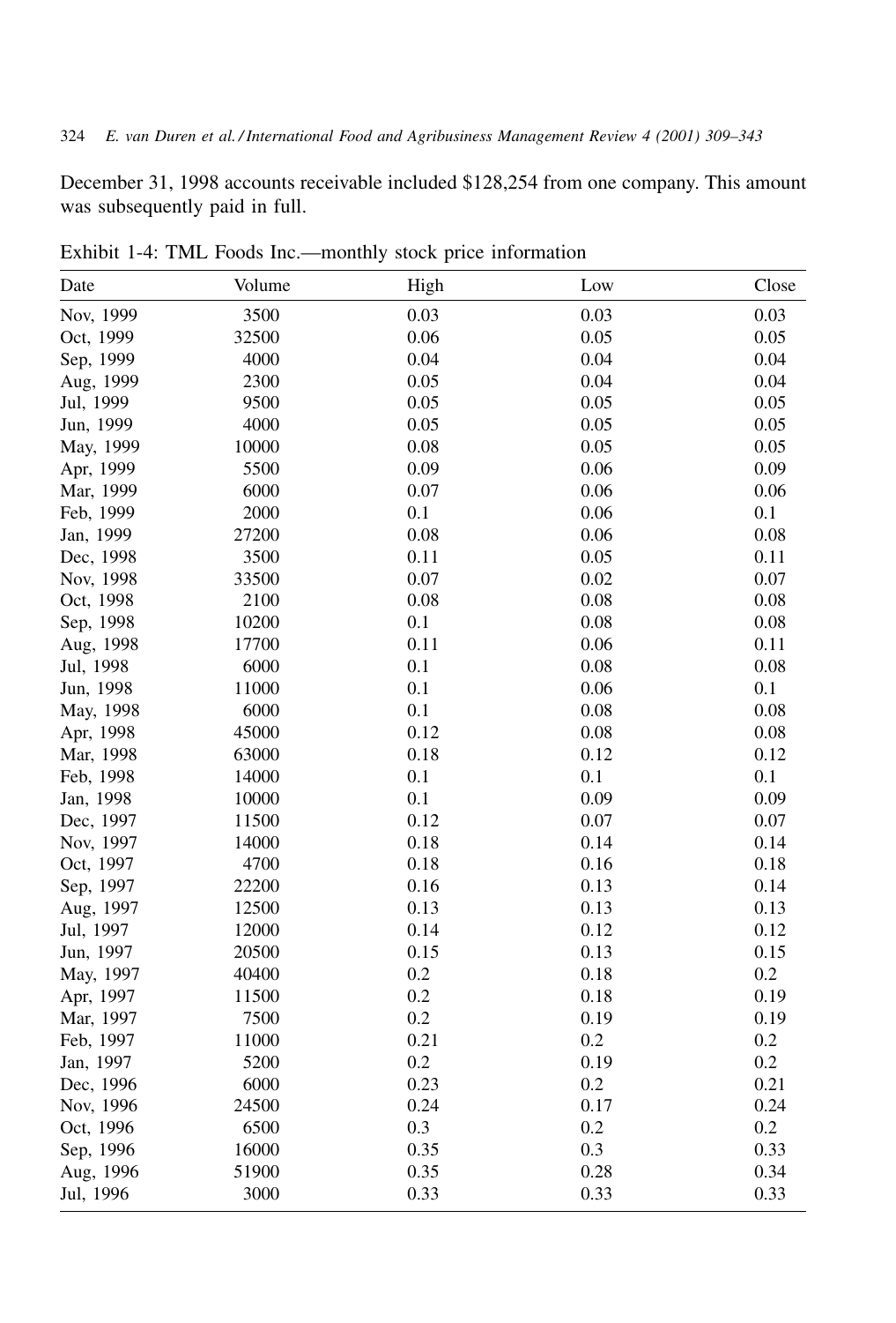December 31, 1998 accounts receivable included $128,254 from one company. This amount was subsequently paid in full.

Exhibit 1-4: TML Foods Inc.—monthly stock price information

| Date | Volume | High | Low | Close |
|---|---|---|---|---|
| Nov, 1999 | 3500 | 0.03 | 0.03 | 0.03 |
| Oct, 1999 | 32500 | 0.06 | 0.05 | 0.05 |
| Sep, 1999 | 4000 | 0.04 | 0.04 | 0.04 |
| Aug, 1999 | 2300 | 0.05 | 0.04 | 0.04 |
| Jul, 1999 | 9500 | 0.05 | 0.05 | 0.05 |
| Jun, 1999 | 4000 | 0.05 | 0.05 | 0.05 |
| May, 1999 | 10000 | 0.08 | 0.05 | 0.05 |
| Apr, 1999 | 5500 | 0.09 | 0.06 | 0.09 |
| Mar, 1999 | 6000 | 0.07 | 0.06 | 0.06 |
| Feb, 1999 | 2000 | 0.1 | 0.06 | 0.1 |
| Jan, 1999 | 27200 | 0.08 | 0.06 | 0.08 |
| Dec, 1998 | 3500 | 0.11 | 0.05 | 0.11 |
| Nov, 1998 | 33500 | 0.07 | 0.02 | 0.07 |
| Oct, 1998 | 2100 | 0.08 | 0.08 | 0.08 |
| Sep, 1998 | 10200 | 0.1 | 0.08 | 0.08 |
| Aug, 1998 | 17700 | 0.11 | 0.06 | 0.11 |
| Jul, 1998 | 6000 | 0.1 | 0.08 | 0.08 |
| Jun, 1998 | 11000 | 0.1 | 0.06 | 0.1 |
| May, 1998 | 6000 | 0.1 | 0.08 | 0.08 |
| Apr, 1998 | 45000 | 0.12 | 0.08 | 0.08 |
| Mar, 1998 | 63000 | 0.18 | 0.12 | 0.12 |
| Feb, 1998 | 14000 | 0.1 | 0.1 | 0.1 |
| Jan, 1998 | 10000 | 0.1 | 0.09 | 0.09 |
| Dec, 1997 | 11500 | 0.12 | 0.07 | 0.07 |
| Nov, 1997 | 14000 | 0.18 | 0.14 | 0.14 |
| Oct, 1997 | 4700 | 0.18 | 0.16 | 0.18 |
| Sep, 1997 | 22200 | 0.16 | 0.13 | 0.14 |
| Aug, 1997 | 12500 | 0.13 | 0.13 | 0.13 |
| Jul, 1997 | 12000 | 0.14 | 0.12 | 0.12 |
| Jun, 1997 | 20500 | 0.15 | 0.13 | 0.15 |
| May, 1997 | 40400 | 0.2 | 0.18 | 0.2 |
| Apr, 1997 | 11500 | 0.2 | 0.18 | 0.19 |
| Mar, 1997 | 7500 | 0.2 | 0.19 | 0.19 |
| Feb, 1997 | 11000 | 0.21 | 0.2 | 0.2 |
| Jan, 1997 | 5200 | 0.2 | 0.19 | 0.2 |
| Dec, 1996 | 6000 | 0.23 | 0.2 | 0.21 |
| Nov, 1996 | 24500 | 0.24 | 0.17 | 0.24 |
| Oct, 1996 | 6500 | 0.3 | 0.2 | 0.2 |
| Sep, 1996 | 16000 | 0.35 | 0.3 | 0.33 |
| Aug, 1996 | 51900 | 0.35 | 0.28 | 0.34 |
| Jul, 1996 | 3000 | 0.33 | 0.33 | 0.33 |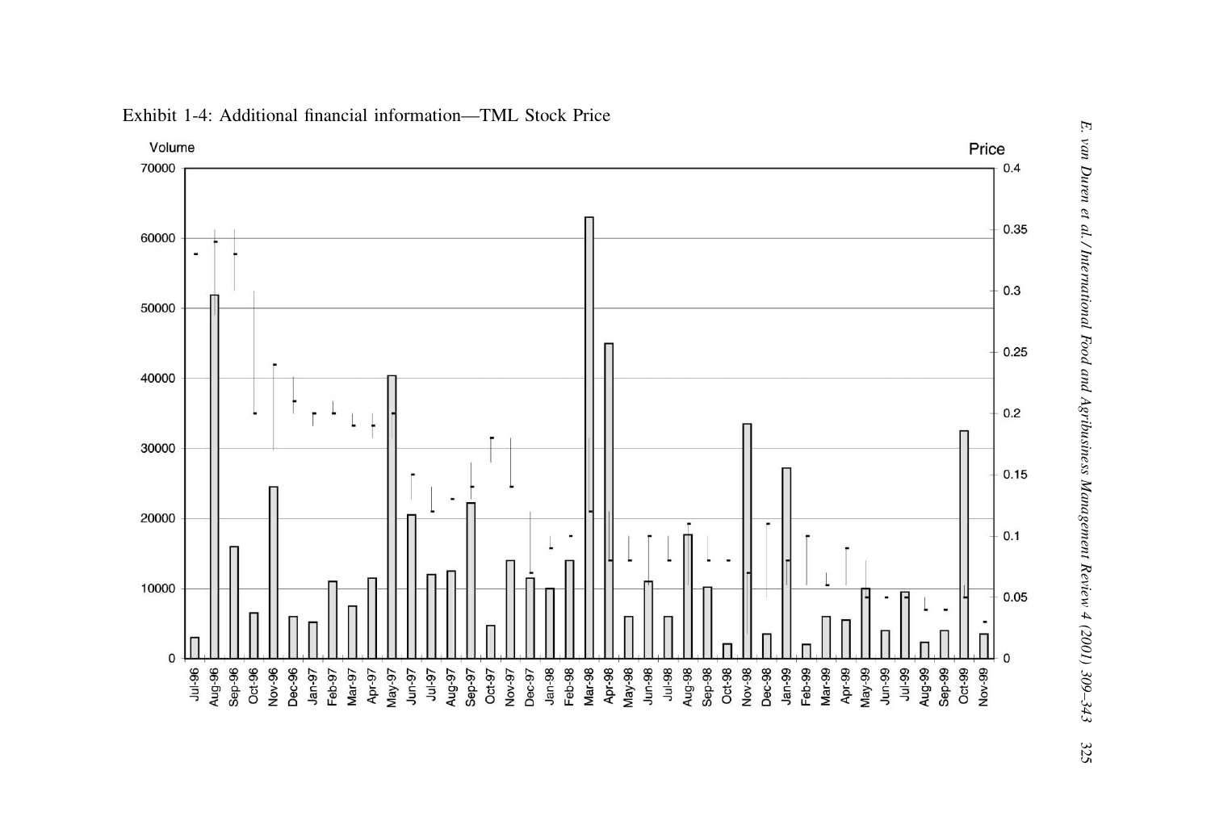Exhibit 1-4: Additional financial information—TML Stock Price

Volume

Price

70000
60000
50000
40000
30000
20000
10000
0

0.4
0.35
0.3
0.25
0.2
0.15
0.1
0.05
0

Jul-96
Aug-96
Sep-96
Oct-96
Nov-96
Dec-96
Jan-97
Feb-97
Mar-97
Apr-97
May-97
Jun-97
Jul-97
Aug-97
Sep-97
Oct-97
Nov-97
Dec-97
Jan-98
Feb-98
Mar-98
Apr-98
May-98
Jun-98
Jul-98
Aug-98
Sep-98
Oct-98
Nov-98
Dec-98
Jan-99
Feb-99
Mar-99
Apr-99
May-99
Jun-99
Jul-99
Aug-99
Sep-99
Oct-99
Nov-99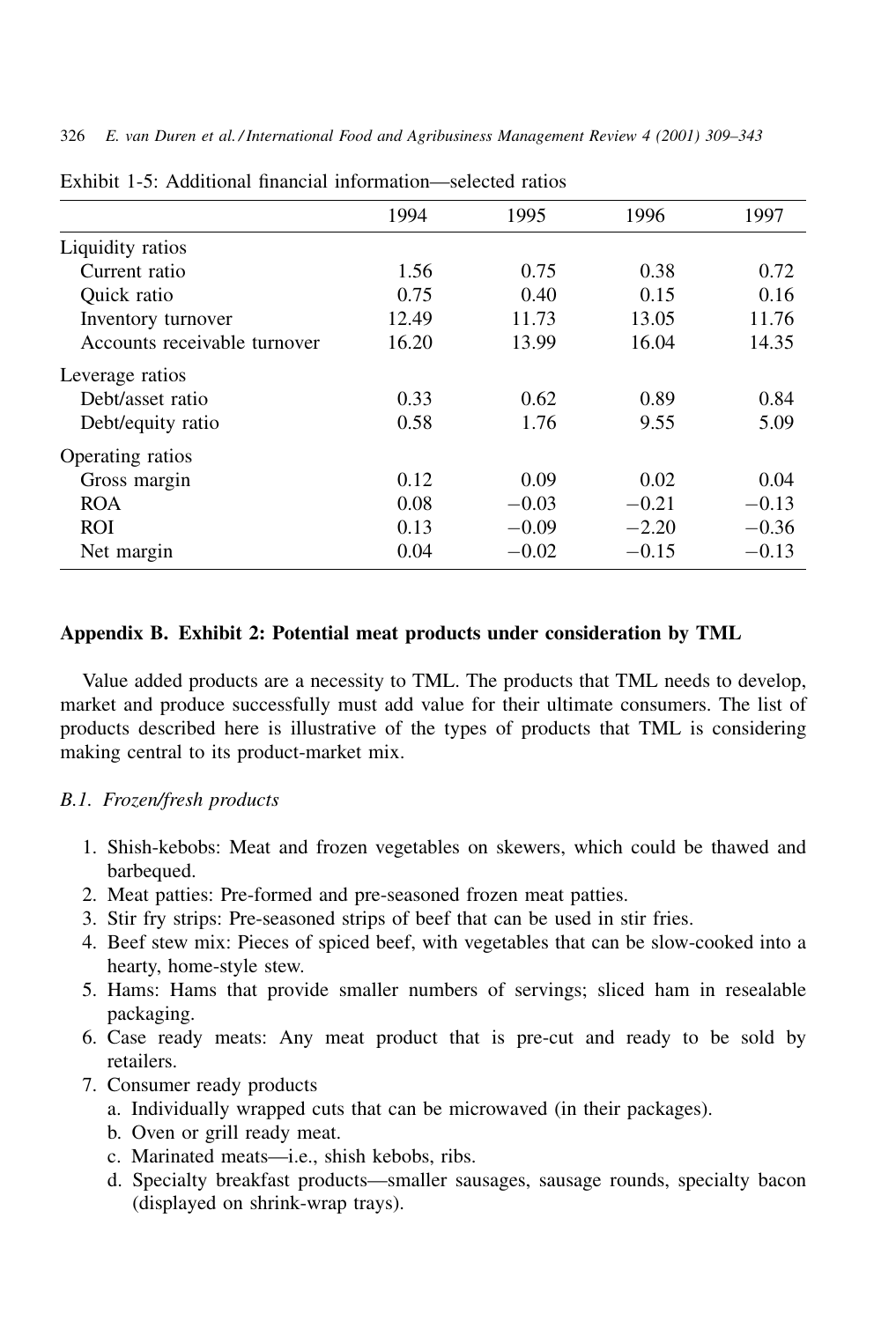Exhibit 1-5: Additional financial information—selected ratios

| | 1994 | 1995 | 1996 | 1997 |
|---|---|---|---|---|
| Liquidity ratios | | | | |
| Current ratio | 1.56 | 0.75 | 0.38 | 0.72 |
| Quick ratio | 0.75 | 0.40 | 0.15 | 0.16 |
| Inventory turnover | 12.49 | 11.73 | 13.05 | 11.76 |
| Accounts receivable turnover | 16.20 | 13.99 | 16.04 | 14.35 |
| Leverage ratios | | | | |
| Debt/asset ratio | 0.33 | 0.62 | 0.89 | 0.84 |
| Debt/equity ratio | 0.58 | 1.76 | 9.55 | 5.09 |
| Operating ratios | | | | |
| Gross margin | 0.12 | 0.09 | 0.02 | 0.04 |
| ROA | 0.08 | −0.03 | −0.21 | −0.13 |
| ROI | 0.13 | −0.09 | −2.20 | −0.36 |
| Net margin | 0.04 | −0.02 | −0.15 | −0.13 |

## Appendix B. Exhibit 2: Potential meat products under consideration by TML

Value added products are a necessity to TML. The products that TML needs to develop, market and produce successfully must add value for their ultimate consumers. The list of products described here is illustrative of the types of products that TML is considering making central to its product-market mix.

### *B.1. Frozen/fresh products*

1. Shish-kebobs: Meat and frozen vegetables on skewers, which could be thawed and barbequed.
2. Meat patties: Pre-formed and pre-seasoned frozen meat patties.
3. Stir fry strips: Pre-seasoned strips of beef that can be used in stir fries.
4. Beef stew mix: Pieces of spiced beef, with vegetables that can be slow-cooked into a hearty, home-style stew.
5. Hams: Hams that provide smaller numbers of servings; sliced ham in resealable packaging.
6. Case ready meats: Any meat product that is pre-cut and ready to be sold by retailers.
7. Consumer ready products
   a. Individually wrapped cuts that can be microwaved (in their packages).
   b. Oven or grill ready meat.
   c. Marinated meats—i.e., shish kebobs, ribs.
   d. Specialty breakfast products—smaller sausages, sausage rounds, specialty bacon (displayed on shrink-wrap trays).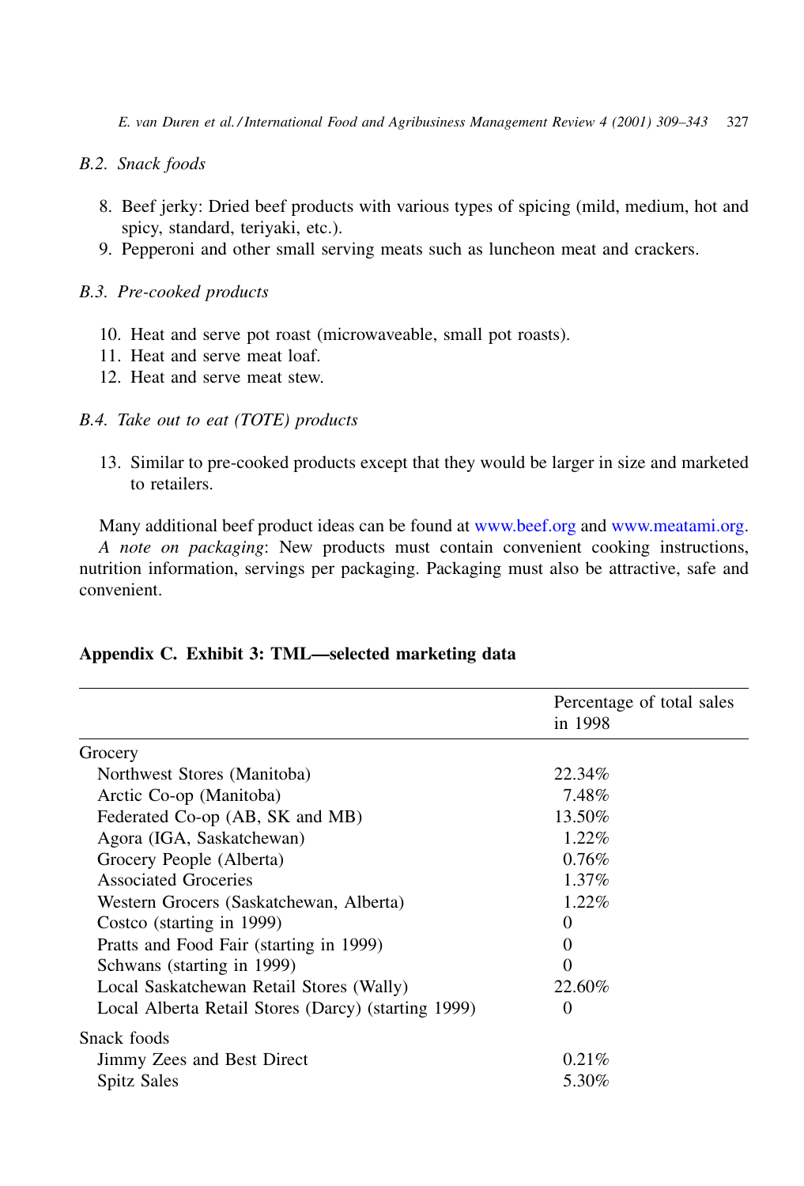### B.2. Snack foods

8. Beef jerky: Dried beef products with various types of spicing (mild, medium, hot and spicy, standard, teriyaki, etc.).
9. Pepperoni and other small serving meats such as luncheon meat and crackers.

### B.3. Pre-cooked products

10. Heat and serve pot roast (microwaveable, small pot roasts).
11. Heat and serve meat loaf.
12. Heat and serve meat stew.

### B.4. Take out to eat (TOTE) products

13. Similar to pre-cooked products except that they would be larger in size and marketed to retailers.

Many additional beef product ideas can be found at www.beef.org and www.meatami.org.

*A note on packaging*: New products must contain convenient cooking instructions, nutrition information, servings per packaging. Packaging must also be attractive, safe and convenient.

## Appendix C. Exhibit 3: TML—selected marketing data

| | Percentage of total sales in 1998 |
|---|---|
| Grocery | |
| Northwest Stores (Manitoba) | 22.34% |
| Arctic Co-op (Manitoba) | 7.48% |
| Federated Co-op (AB, SK and MB) | 13.50% |
| Agora (IGA, Saskatchewan) | 1.22% |
| Grocery People (Alberta) | 0.76% |
| Associated Groceries | 1.37% |
| Western Grocers (Saskatchewan, Alberta) | 1.22% |
| Costco (starting in 1999) | 0 |
| Pratts and Food Fair (starting in 1999) | 0 |
| Schwans (starting in 1999) | 0 |
| Local Saskatchewan Retail Stores (Wally) | 22.60% |
| Local Alberta Retail Stores (Darcy) (starting 1999) | 0 |
| Snack foods | |
| Jimmy Zees and Best Direct | 0.21% |
| Spitz Sales | 5.30% |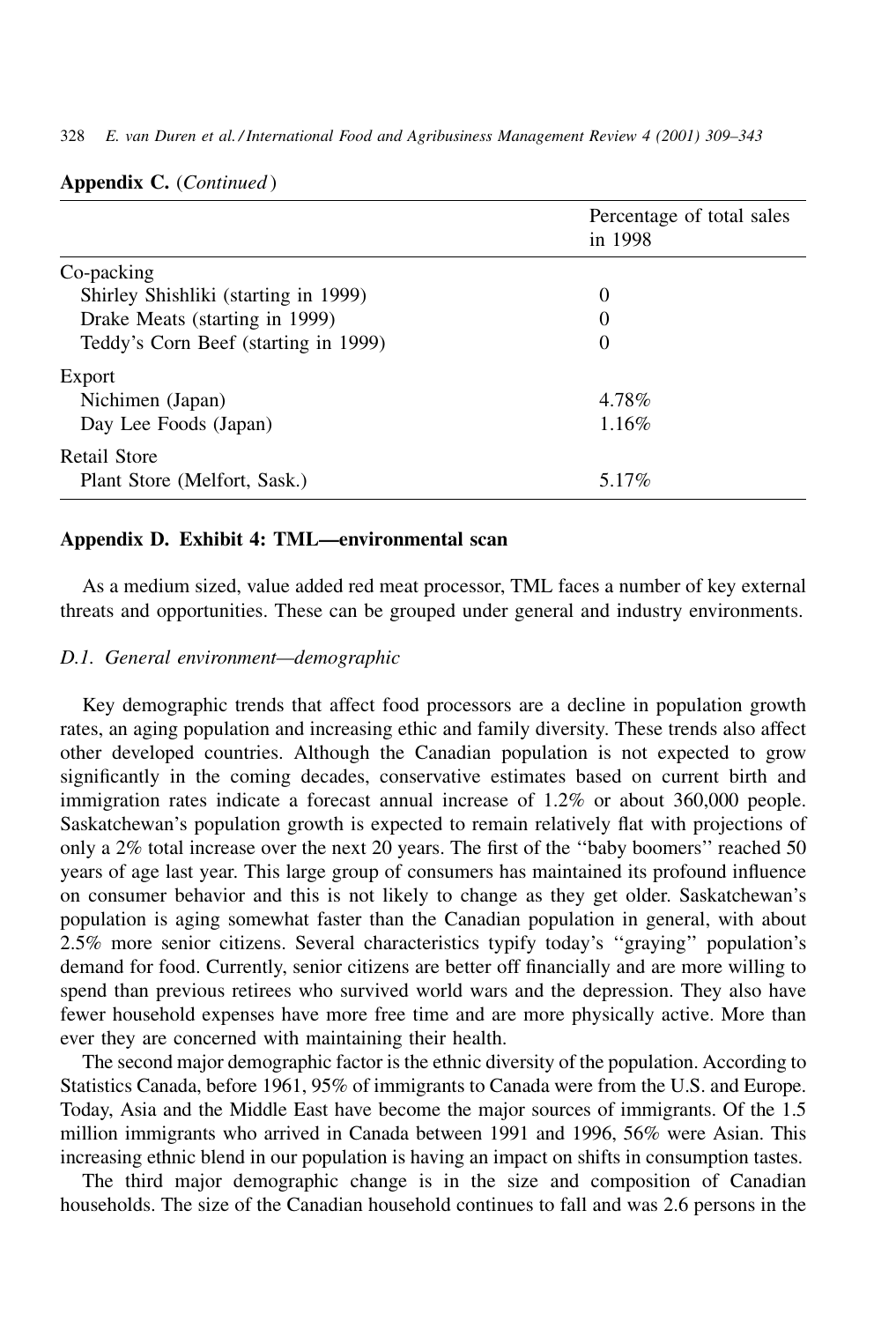**Appendix C.** (*Continued*)

| | Percentage of total sales in 1998 |
|---|---|
| Co-packing | |
| Shirley Shishliki (starting in 1999) | 0 |
| Drake Meats (starting in 1999) | 0 |
| Teddy's Corn Beef (starting in 1999) | 0 |
| Export | |
| Nichimen (Japan) | 4.78% |
| Day Lee Foods (Japan) | 1.16% |
| Retail Store | |
| Plant Store (Melfort, Sask.) | 5.17% |

## Appendix D. Exhibit 4: TML—environmental scan

As a medium sized, value added red meat processor, TML faces a number of key external threats and opportunities. These can be grouped under general and industry environments.

### *D.1. General environment—demographic*

Key demographic trends that affect food processors are a decline in population growth rates, an aging population and increasing ethic and family diversity. These trends also affect other developed countries. Although the Canadian population is not expected to grow significantly in the coming decades, conservative estimates based on current birth and immigration rates indicate a forecast annual increase of 1.2% or about 360,000 people. Saskatchewan's population growth is expected to remain relatively flat with projections of only a 2% total increase over the next 20 years. The first of the "baby boomers" reached 50 years of age last year. This large group of consumers has maintained its profound influence on consumer behavior and this is not likely to change as they get older. Saskatchewan's population is aging somewhat faster than the Canadian population in general, with about 2.5% more senior citizens. Several characteristics typify today's "graying" population's demand for food. Currently, senior citizens are better off financially and are more willing to spend than previous retirees who survived world wars and the depression. They also have fewer household expenses have more free time and are more physically active. More than ever they are concerned with maintaining their health.

The second major demographic factor is the ethnic diversity of the population. According to Statistics Canada, before 1961, 95% of immigrants to Canada were from the U.S. and Europe. Today, Asia and the Middle East have become the major sources of immigrants. Of the 1.5 million immigrants who arrived in Canada between 1991 and 1996, 56% were Asian. This increasing ethnic blend in our population is having an impact on shifts in consumption tastes.

The third major demographic change is in the size and composition of Canadian households. The size of the Canadian household continues to fall and was 2.6 persons in the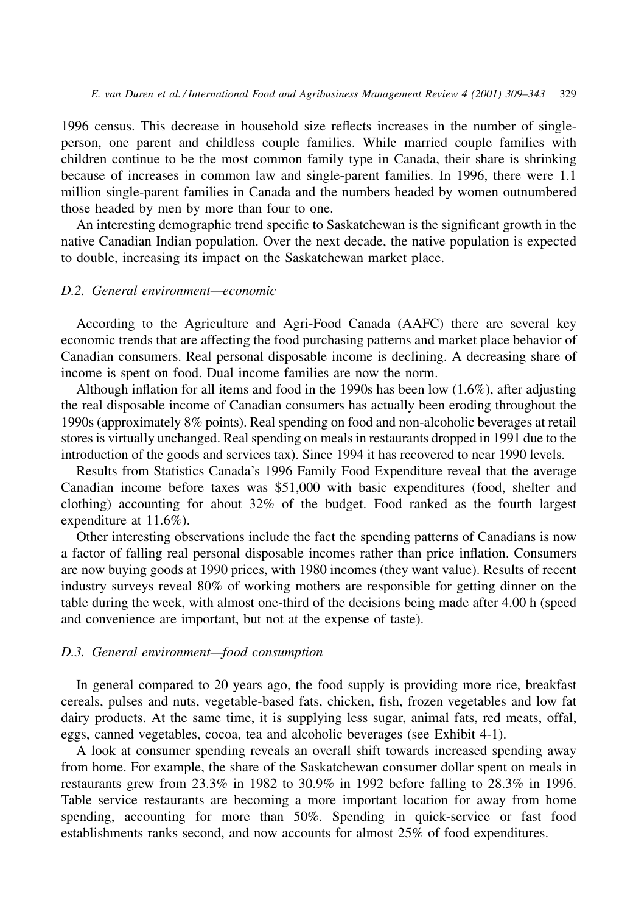1996 census. This decrease in household size reflects increases in the number of single-person, one parent and childless couple families. While married couple families with children continue to be the most common family type in Canada, their share is shrinking because of increases in common law and single-parent families. In 1996, there were 1.1 million single-parent families in Canada and the numbers headed by women outnumbered those headed by men by more than four to one.

An interesting demographic trend specific to Saskatchewan is the significant growth in the native Canadian Indian population. Over the next decade, the native population is expected to double, increasing its impact on the Saskatchewan market place.

### *D.2. General environment—economic*

According to the Agriculture and Agri-Food Canada (AAFC) there are several key economic trends that are affecting the food purchasing patterns and market place behavior of Canadian consumers. Real personal disposable income is declining. A decreasing share of income is spent on food. Dual income families are now the norm.

Although inflation for all items and food in the 1990s has been low (1.6%), after adjusting the real disposable income of Canadian consumers has actually been eroding throughout the 1990s (approximately 8% points). Real spending on food and non-alcoholic beverages at retail stores is virtually unchanged. Real spending on meals in restaurants dropped in 1991 due to the introduction of the goods and services tax). Since 1994 it has recovered to near 1990 levels.

Results from Statistics Canada's 1996 Family Food Expenditure reveal that the average Canadian income before taxes was $51,000 with basic expenditures (food, shelter and clothing) accounting for about 32% of the budget. Food ranked as the fourth largest expenditure at 11.6%).

Other interesting observations include the fact the spending patterns of Canadians is now a factor of falling real personal disposable incomes rather than price inflation. Consumers are now buying goods at 1990 prices, with 1980 incomes (they want value). Results of recent industry surveys reveal 80% of working mothers are responsible for getting dinner on the table during the week, with almost one-third of the decisions being made after 4.00 h (speed and convenience are important, but not at the expense of taste).

### *D.3. General environment—food consumption*

In general compared to 20 years ago, the food supply is providing more rice, breakfast cereals, pulses and nuts, vegetable-based fats, chicken, fish, frozen vegetables and low fat dairy products. At the same time, it is supplying less sugar, animal fats, red meats, offal, eggs, canned vegetables, cocoa, tea and alcoholic beverages (see Exhibit 4-1).

A look at consumer spending reveals an overall shift towards increased spending away from home. For example, the share of the Saskatchewan consumer dollar spent on meals in restaurants grew from 23.3% in 1982 to 30.9% in 1992 before falling to 28.3% in 1996. Table service restaurants are becoming a more important location for away from home spending, accounting for more than 50%. Spending in quick-service or fast food establishments ranks second, and now accounts for almost 25% of food expenditures.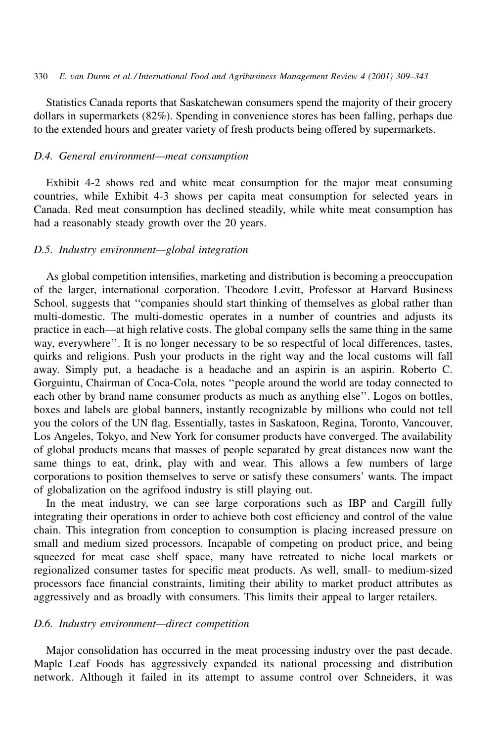Statistics Canada reports that Saskatchewan consumers spend the majority of their grocery dollars in supermarkets (82%). Spending in convenience stores has been falling, perhaps due to the extended hours and greater variety of fresh products being offered by supermarkets.

### *D.4. General environment—meat consumption*

Exhibit 4-2 shows red and white meat consumption for the major meat consuming countries, while Exhibit 4-3 shows per capita meat consumption for selected years in Canada. Red meat consumption has declined steadily, while white meat consumption has had a reasonably steady growth over the 20 years.

### *D.5. Industry environment—global integration*

As global competition intensifies, marketing and distribution is becoming a preoccupation of the larger, international corporation. Theodore Levitt, Professor at Harvard Business School, suggests that ''companies should start thinking of themselves as global rather than multi-domestic. The multi-domestic operates in a number of countries and adjusts its practice in each—at high relative costs. The global company sells the same thing in the same way, everywhere''. It is no longer necessary to be so respectful of local differences, tastes, quirks and religions. Push your products in the right way and the local customs will fall away. Simply put, a headache is a headache and an aspirin is an aspirin. Roberto C. Gorguintu, Chairman of Coca-Cola, notes ''people around the world are today connected to each other by brand name consumer products as much as anything else''. Logos on bottles, boxes and labels are global banners, instantly recognizable by millions who could not tell you the colors of the UN flag. Essentially, tastes in Saskatoon, Regina, Toronto, Vancouver, Los Angeles, Tokyo, and New York for consumer products have converged. The availability of global products means that masses of people separated by great distances now want the same things to eat, drink, play with and wear. This allows a few numbers of large corporations to position themselves to serve or satisfy these consumers' wants. The impact of globalization on the agrifood industry is still playing out.

In the meat industry, we can see large corporations such as IBP and Cargill fully integrating their operations in order to achieve both cost efficiency and control of the value chain. This integration from conception to consumption is placing increased pressure on small and medium sized processors. Incapable of competing on product price, and being squeezed for meat case shelf space, many have retreated to niche local markets or regionalized consumer tastes for specific meat products. As well, small- to medium-sized processors face financial constraints, limiting their ability to market product attributes as aggressively and as broadly with consumers. This limits their appeal to larger retailers.

### *D.6. Industry environment—direct competition*

Major consolidation has occurred in the meat processing industry over the past decade. Maple Leaf Foods has aggressively expanded its national processing and distribution network. Although it failed in its attempt to assume control over Schneiders, it was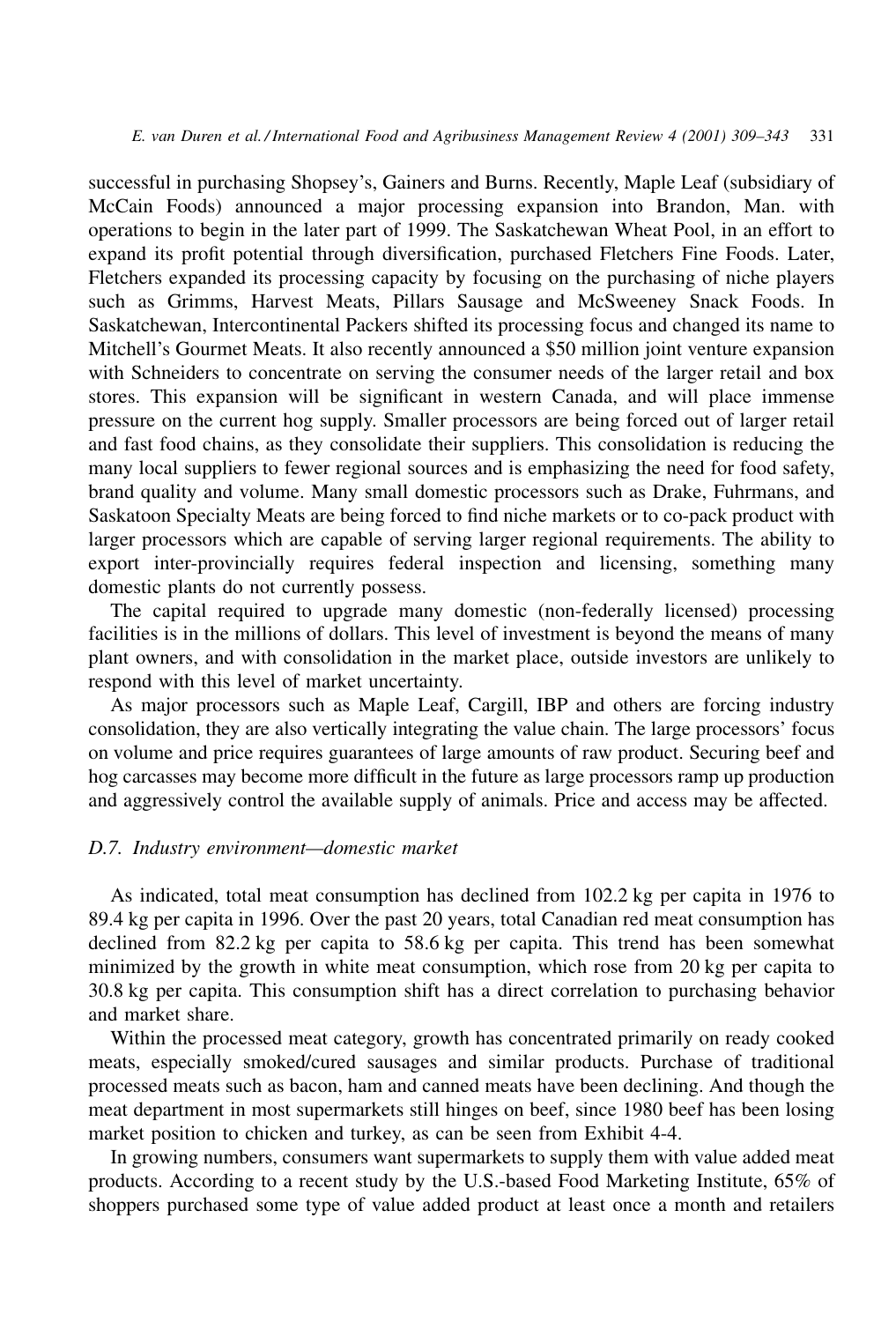successful in purchasing Shopsey's, Gainers and Burns. Recently, Maple Leaf (subsidiary of McCain Foods) announced a major processing expansion into Brandon, Man. with operations to begin in the later part of 1999. The Saskatchewan Wheat Pool, in an effort to expand its profit potential through diversification, purchased Fletchers Fine Foods. Later, Fletchers expanded its processing capacity by focusing on the purchasing of niche players such as Grimms, Harvest Meats, Pillars Sausage and McSweeney Snack Foods. In Saskatchewan, Intercontinental Packers shifted its processing focus and changed its name to Mitchell's Gourmet Meats. It also recently announced a $50 million joint venture expansion with Schneiders to concentrate on serving the consumer needs of the larger retail and box stores. This expansion will be significant in western Canada, and will place immense pressure on the current hog supply. Smaller processors are being forced out of larger retail and fast food chains, as they consolidate their suppliers. This consolidation is reducing the many local suppliers to fewer regional sources and is emphasizing the need for food safety, brand quality and volume. Many small domestic processors such as Drake, Fuhrmans, and Saskatoon Specialty Meats are being forced to find niche markets or to co-pack product with larger processors which are capable of serving larger regional requirements. The ability to export inter-provincially requires federal inspection and licensing, something many domestic plants do not currently possess.

The capital required to upgrade many domestic (non-federally licensed) processing facilities is in the millions of dollars. This level of investment is beyond the means of many plant owners, and with consolidation in the market place, outside investors are unlikely to respond with this level of market uncertainty.

As major processors such as Maple Leaf, Cargill, IBP and others are forcing industry consolidation, they are also vertically integrating the value chain. The large processors' focus on volume and price requires guarantees of large amounts of raw product. Securing beef and hog carcasses may become more difficult in the future as large processors ramp up production and aggressively control the available supply of animals. Price and access may be affected.

### D.7. Industry environment—domestic market

As indicated, total meat consumption has declined from 102.2 kg per capita in 1976 to 89.4 kg per capita in 1996. Over the past 20 years, total Canadian red meat consumption has declined from 82.2 kg per capita to 58.6 kg per capita. This trend has been somewhat minimized by the growth in white meat consumption, which rose from 20 kg per capita to 30.8 kg per capita. This consumption shift has a direct correlation to purchasing behavior and market share.

Within the processed meat category, growth has concentrated primarily on ready cooked meats, especially smoked/cured sausages and similar products. Purchase of traditional processed meats such as bacon, ham and canned meats have been declining. And though the meat department in most supermarkets still hinges on beef, since 1980 beef has been losing market position to chicken and turkey, as can be seen from Exhibit 4-4.

In growing numbers, consumers want supermarkets to supply them with value added meat products. According to a recent study by the U.S.-based Food Marketing Institute, 65% of shoppers purchased some type of value added product at least once a month and retailers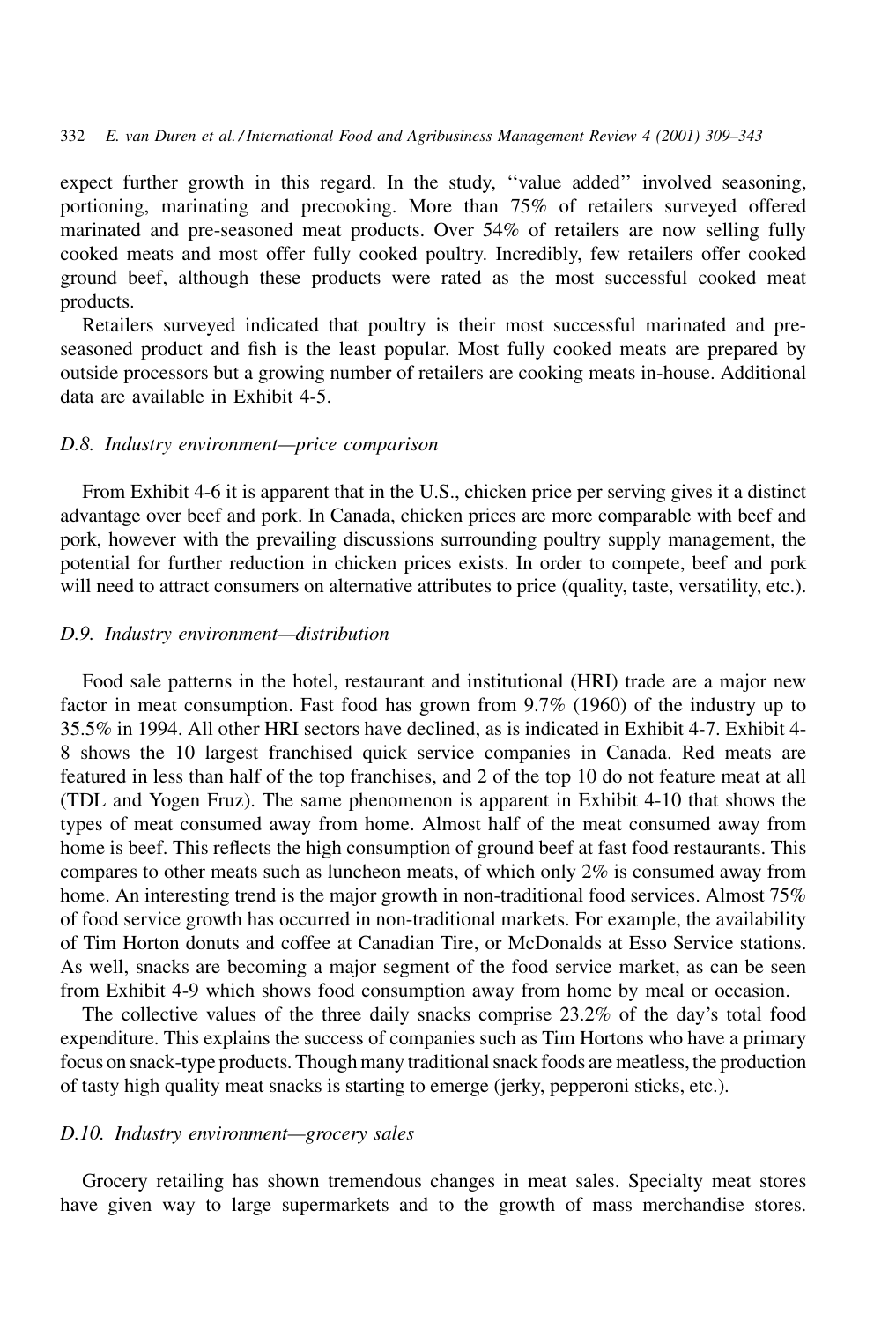expect further growth in this regard. In the study, ''value added'' involved seasoning, portioning, marinating and precooking. More than 75% of retailers surveyed offered marinated and pre-seasoned meat products. Over 54% of retailers are now selling fully cooked meats and most offer fully cooked poultry. Incredibly, few retailers offer cooked ground beef, although these products were rated as the most successful cooked meat products.

Retailers surveyed indicated that poultry is their most successful marinated and pre-seasoned product and fish is the least popular. Most fully cooked meats are prepared by outside processors but a growing number of retailers are cooking meats in-house. Additional data are available in Exhibit 4-5.

### *D.8. Industry environment—price comparison*

From Exhibit 4-6 it is apparent that in the U.S., chicken price per serving gives it a distinct advantage over beef and pork. In Canada, chicken prices are more comparable with beef and pork, however with the prevailing discussions surrounding poultry supply management, the potential for further reduction in chicken prices exists. In order to compete, beef and pork will need to attract consumers on alternative attributes to price (quality, taste, versatility, etc.).

### *D.9. Industry environment—distribution*

Food sale patterns in the hotel, restaurant and institutional (HRI) trade are a major new factor in meat consumption. Fast food has grown from 9.7% (1960) of the industry up to 35.5% in 1994. All other HRI sectors have declined, as is indicated in Exhibit 4-7. Exhibit 4-8 shows the 10 largest franchised quick service companies in Canada. Red meats are featured in less than half of the top franchises, and 2 of the top 10 do not feature meat at all (TDL and Yogen Fruz). The same phenomenon is apparent in Exhibit 4-10 that shows the types of meat consumed away from home. Almost half of the meat consumed away from home is beef. This reflects the high consumption of ground beef at fast food restaurants. This compares to other meats such as luncheon meats, of which only 2% is consumed away from home. An interesting trend is the major growth in non-traditional food services. Almost 75% of food service growth has occurred in non-traditional markets. For example, the availability of Tim Horton donuts and coffee at Canadian Tire, or McDonalds at Esso Service stations. As well, snacks are becoming a major segment of the food service market, as can be seen from Exhibit 4-9 which shows food consumption away from home by meal or occasion.

The collective values of the three daily snacks comprise 23.2% of the day's total food expenditure. This explains the success of companies such as Tim Hortons who have a primary focus on snack-type products. Though many traditional snack foods are meatless, the production of tasty high quality meat snacks is starting to emerge (jerky, pepperoni sticks, etc.).

### *D.10. Industry environment—grocery sales*

Grocery retailing has shown tremendous changes in meat sales. Specialty meat stores have given way to large supermarkets and to the growth of mass merchandise stores.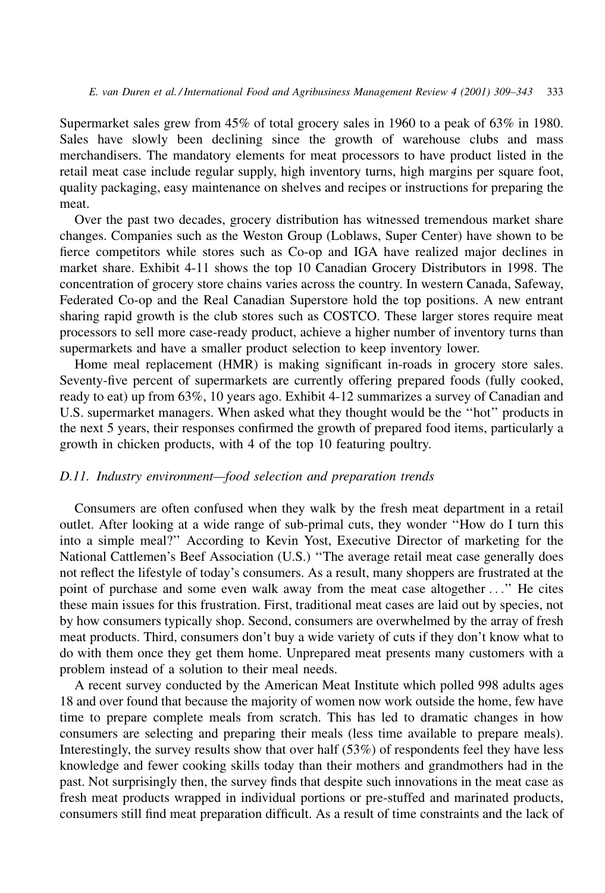Supermarket sales grew from 45% of total grocery sales in 1960 to a peak of 63% in 1980. Sales have slowly been declining since the growth of warehouse clubs and mass merchandisers. The mandatory elements for meat processors to have product listed in the retail meat case include regular supply, high inventory turns, high margins per square foot, quality packaging, easy maintenance on shelves and recipes or instructions for preparing the meat.

Over the past two decades, grocery distribution has witnessed tremendous market share changes. Companies such as the Weston Group (Loblaws, Super Center) have shown to be fierce competitors while stores such as Co-op and IGA have realized major declines in market share. Exhibit 4-11 shows the top 10 Canadian Grocery Distributors in 1998. The concentration of grocery store chains varies across the country. In western Canada, Safeway, Federated Co-op and the Real Canadian Superstore hold the top positions. A new entrant sharing rapid growth is the club stores such as COSTCO. These larger stores require meat processors to sell more case-ready product, achieve a higher number of inventory turns than supermarkets and have a smaller product selection to keep inventory lower.

Home meal replacement (HMR) is making significant in-roads in grocery store sales. Seventy-five percent of supermarkets are currently offering prepared foods (fully cooked, ready to eat) up from 63%, 10 years ago. Exhibit 4-12 summarizes a survey of Canadian and U.S. supermarket managers. When asked what they thought would be the ''hot'' products in the next 5 years, their responses confirmed the growth of prepared food items, particularly a growth in chicken products, with 4 of the top 10 featuring poultry.

### *D.11. Industry environment—food selection and preparation trends*

Consumers are often confused when they walk by the fresh meat department in a retail outlet. After looking at a wide range of sub-primal cuts, they wonder ''How do I turn this into a simple meal?'' According to Kevin Yost, Executive Director of marketing for the National Cattlemen's Beef Association (U.S.) ''The average retail meat case generally does not reflect the lifestyle of today's consumers. As a result, many shoppers are frustrated at the point of purchase and some even walk away from the meat case altogether . . .'' He cites these main issues for this frustration. First, traditional meat cases are laid out by species, not by how consumers typically shop. Second, consumers are overwhelmed by the array of fresh meat products. Third, consumers don't buy a wide variety of cuts if they don't know what to do with them once they get them home. Unprepared meat presents many customers with a problem instead of a solution to their meal needs.

A recent survey conducted by the American Meat Institute which polled 998 adults ages 18 and over found that because the majority of women now work outside the home, few have time to prepare complete meals from scratch. This has led to dramatic changes in how consumers are selecting and preparing their meals (less time available to prepare meals). Interestingly, the survey results show that over half (53%) of respondents feel they have less knowledge and fewer cooking skills today than their mothers and grandmothers had in the past. Not surprisingly then, the survey finds that despite such innovations in the meat case as fresh meat products wrapped in individual portions or pre-stuffed and marinated products, consumers still find meat preparation difficult. As a result of time constraints and the lack of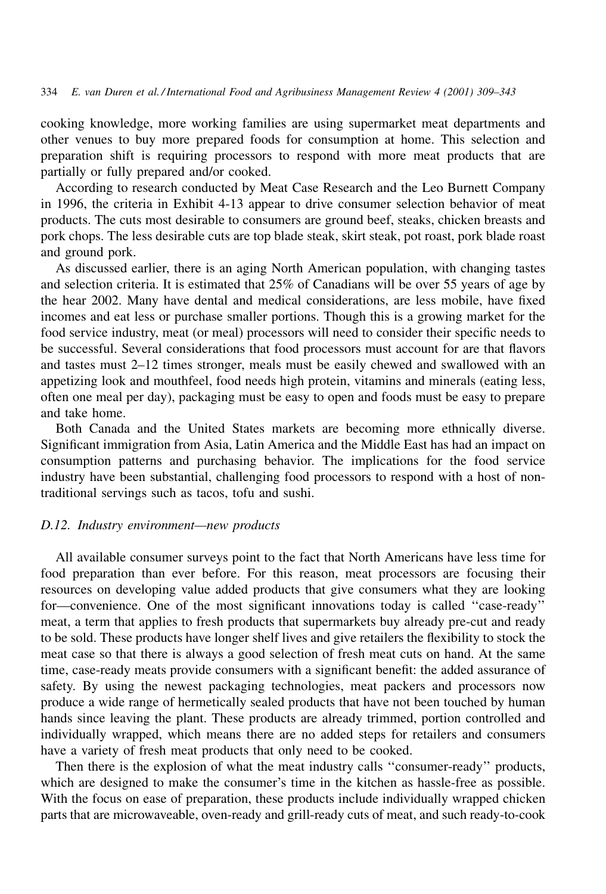cooking knowledge, more working families are using supermarket meat departments and other venues to buy more prepared foods for consumption at home. This selection and preparation shift is requiring processors to respond with more meat products that are partially or fully prepared and/or cooked.

According to research conducted by Meat Case Research and the Leo Burnett Company in 1996, the criteria in Exhibit 4-13 appear to drive consumer selection behavior of meat products. The cuts most desirable to consumers are ground beef, steaks, chicken breasts and pork chops. The less desirable cuts are top blade steak, skirt steak, pot roast, pork blade roast and ground pork.

As discussed earlier, there is an aging North American population, with changing tastes and selection criteria. It is estimated that 25% of Canadians will be over 55 years of age by the hear 2002. Many have dental and medical considerations, are less mobile, have fixed incomes and eat less or purchase smaller portions. Though this is a growing market for the food service industry, meat (or meal) processors will need to consider their specific needs to be successful. Several considerations that food processors must account for are that flavors and tastes must 2–12 times stronger, meals must be easily chewed and swallowed with an appetizing look and mouthfeel, food needs high protein, vitamins and minerals (eating less, often one meal per day), packaging must be easy to open and foods must be easy to prepare and take home.

Both Canada and the United States markets are becoming more ethnically diverse. Significant immigration from Asia, Latin America and the Middle East has had an impact on consumption patterns and purchasing behavior. The implications for the food service industry have been substantial, challenging food processors to respond with a host of non-traditional servings such as tacos, tofu and sushi.

### *D.12. Industry environment—new products*

All available consumer surveys point to the fact that North Americans have less time for food preparation than ever before. For this reason, meat processors are focusing their resources on developing value added products that give consumers what they are looking for—convenience. One of the most significant innovations today is called ''case-ready'' meat, a term that applies to fresh products that supermarkets buy already pre-cut and ready to be sold. These products have longer shelf lives and give retailers the flexibility to stock the meat case so that there is always a good selection of fresh meat cuts on hand. At the same time, case-ready meats provide consumers with a significant benefit: the added assurance of safety. By using the newest packaging technologies, meat packers and processors now produce a wide range of hermetically sealed products that have not been touched by human hands since leaving the plant. These products are already trimmed, portion controlled and individually wrapped, which means there are no added steps for retailers and consumers have a variety of fresh meat products that only need to be cooked.

Then there is the explosion of what the meat industry calls ''consumer-ready'' products, which are designed to make the consumer's time in the kitchen as hassle-free as possible. With the focus on ease of preparation, these products include individually wrapped chicken parts that are microwaveable, oven-ready and grill-ready cuts of meat, and such ready-to-cook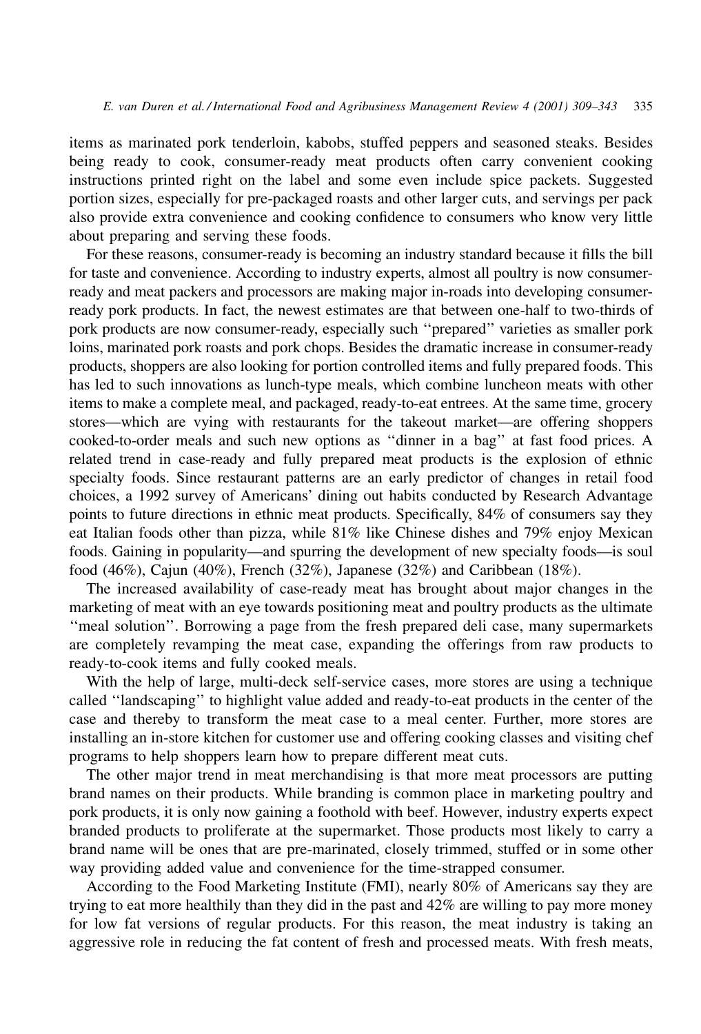items as marinated pork tenderloin, kabobs, stuffed peppers and seasoned steaks. Besides being ready to cook, consumer-ready meat products often carry convenient cooking instructions printed right on the label and some even include spice packets. Suggested portion sizes, especially for pre-packaged roasts and other larger cuts, and servings per pack also provide extra convenience and cooking confidence to consumers who know very little about preparing and serving these foods.

For these reasons, consumer-ready is becoming an industry standard because it fills the bill for taste and convenience. According to industry experts, almost all poultry is now consumer-ready and meat packers and processors are making major in-roads into developing consumer-ready pork products. In fact, the newest estimates are that between one-half to two-thirds of pork products are now consumer-ready, especially such ''prepared'' varieties as smaller pork loins, marinated pork roasts and pork chops. Besides the dramatic increase in consumer-ready products, shoppers are also looking for portion controlled items and fully prepared foods. This has led to such innovations as lunch-type meals, which combine luncheon meats with other items to make a complete meal, and packaged, ready-to-eat entrees. At the same time, grocery stores—which are vying with restaurants for the takeout market—are offering shoppers cooked-to-order meals and such new options as ''dinner in a bag'' at fast food prices. A related trend in case-ready and fully prepared meat products is the explosion of ethnic specialty foods. Since restaurant patterns are an early predictor of changes in retail food choices, a 1992 survey of Americans' dining out habits conducted by Research Advantage points to future directions in ethnic meat products. Specifically, 84% of consumers say they eat Italian foods other than pizza, while 81% like Chinese dishes and 79% enjoy Mexican foods. Gaining in popularity—and spurring the development of new specialty foods—is soul food (46%), Cajun (40%), French (32%), Japanese (32%) and Caribbean (18%).

The increased availability of case-ready meat has brought about major changes in the marketing of meat with an eye towards positioning meat and poultry products as the ultimate ''meal solution''. Borrowing a page from the fresh prepared deli case, many supermarkets are completely revamping the meat case, expanding the offerings from raw products to ready-to-cook items and fully cooked meals.

With the help of large, multi-deck self-service cases, more stores are using a technique called ''landscaping'' to highlight value added and ready-to-eat products in the center of the case and thereby to transform the meat case to a meal center. Further, more stores are installing an in-store kitchen for customer use and offering cooking classes and visiting chef programs to help shoppers learn how to prepare different meat cuts.

The other major trend in meat merchandising is that more meat processors are putting brand names on their products. While branding is common place in marketing poultry and pork products, it is only now gaining a foothold with beef. However, industry experts expect branded products to proliferate at the supermarket. Those products most likely to carry a brand name will be ones that are pre-marinated, closely trimmed, stuffed or in some other way providing added value and convenience for the time-strapped consumer.

According to the Food Marketing Institute (FMI), nearly 80% of Americans say they are trying to eat more healthily than they did in the past and 42% are willing to pay more money for low fat versions of regular products. For this reason, the meat industry is taking an aggressive role in reducing the fat content of fresh and processed meats. With fresh meats,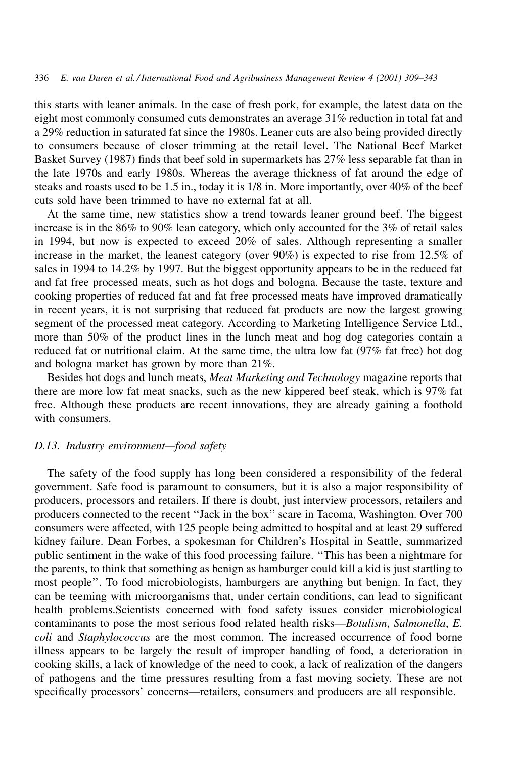this starts with leaner animals. In the case of fresh pork, for example, the latest data on the eight most commonly consumed cuts demonstrates an average 31% reduction in total fat and a 29% reduction in saturated fat since the 1980s. Leaner cuts are also being provided directly to consumers because of closer trimming at the retail level. The National Beef Market Basket Survey (1987) finds that beef sold in supermarkets has 27% less separable fat than in the late 1970s and early 1980s. Whereas the average thickness of fat around the edge of steaks and roasts used to be 1.5 in., today it is 1/8 in. More importantly, over 40% of the beef cuts sold have been trimmed to have no external fat at all.

At the same time, new statistics show a trend towards leaner ground beef. The biggest increase is in the 86% to 90% lean category, which only accounted for the 3% of retail sales in 1994, but now is expected to exceed 20% of sales. Although representing a smaller increase in the market, the leanest category (over 90%) is expected to rise from 12.5% of sales in 1994 to 14.2% by 1997. But the biggest opportunity appears to be in the reduced fat and fat free processed meats, such as hot dogs and bologna. Because the taste, texture and cooking properties of reduced fat and fat free processed meats have improved dramatically in recent years, it is not surprising that reduced fat products are now the largest growing segment of the processed meat category. According to Marketing Intelligence Service Ltd., more than 50% of the product lines in the lunch meat and hog dog categories contain a reduced fat or nutritional claim. At the same time, the ultra low fat (97% fat free) hot dog and bologna market has grown by more than 21%.

Besides hot dogs and lunch meats, *Meat Marketing and Technology* magazine reports that there are more low fat meat snacks, such as the new kippered beef steak, which is 97% fat free. Although these products are recent innovations, they are already gaining a foothold with consumers.

### *D.13. Industry environment—food safety*

The safety of the food supply has long been considered a responsibility of the federal government. Safe food is paramount to consumers, but it is also a major responsibility of producers, processors and retailers. If there is doubt, just interview processors, retailers and producers connected to the recent ''Jack in the box'' scare in Tacoma, Washington. Over 700 consumers were affected, with 125 people being admitted to hospital and at least 29 suffered kidney failure. Dean Forbes, a spokesman for Children's Hospital in Seattle, summarized public sentiment in the wake of this food processing failure. ''This has been a nightmare for the parents, to think that something as benign as hamburger could kill a kid is just startling to most people''. To food microbiologists, hamburgers are anything but benign. In fact, they can be teeming with microorganisms that, under certain conditions, can lead to significant health problems.Scientists concerned with food safety issues consider microbiological contaminants to pose the most serious food related health risks—*Botulism*, *Salmonella*, *E. coli* and *Staphylococcus* are the most common. The increased occurrence of food borne illness appears to be largely the result of improper handling of food, a deterioration in cooking skills, a lack of knowledge of the need to cook, a lack of realization of the dangers of pathogens and the time pressures resulting from a fast moving society. These are not specifically processors' concerns—retailers, consumers and producers are all responsible.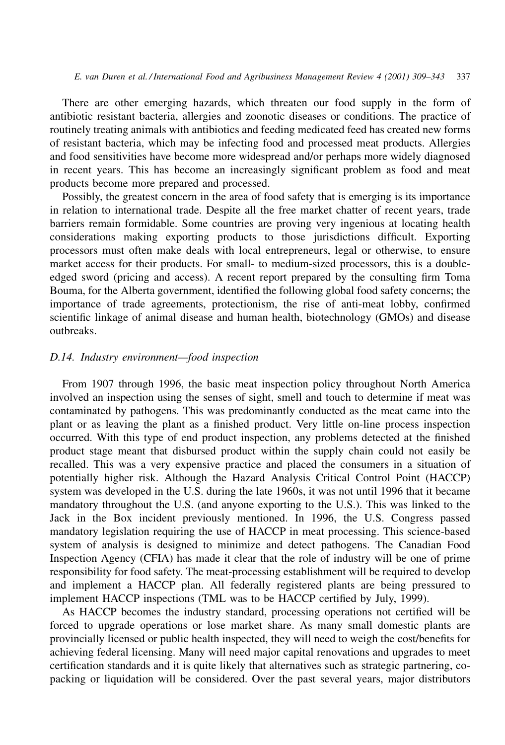There are other emerging hazards, which threaten our food supply in the form of antibiotic resistant bacteria, allergies and zoonotic diseases or conditions. The practice of routinely treating animals with antibiotics and feeding medicated feed has created new forms of resistant bacteria, which may be infecting food and processed meat products. Allergies and food sensitivities have become more widespread and/or perhaps more widely diagnosed in recent years. This has become an increasingly significant problem as food and meat products become more prepared and processed.

Possibly, the greatest concern in the area of food safety that is emerging is its importance in relation to international trade. Despite all the free market chatter of recent years, trade barriers remain formidable. Some countries are proving very ingenious at locating health considerations making exporting products to those jurisdictions difficult. Exporting processors must often make deals with local entrepreneurs, legal or otherwise, to ensure market access for their products. For small- to medium-sized processors, this is a double-edged sword (pricing and access). A recent report prepared by the consulting firm Toma Bouma, for the Alberta government, identified the following global food safety concerns; the importance of trade agreements, protectionism, the rise of anti-meat lobby, confirmed scientific linkage of animal disease and human health, biotechnology (GMOs) and disease outbreaks.

### *D.14. Industry environment—food inspection*

From 1907 through 1996, the basic meat inspection policy throughout North America involved an inspection using the senses of sight, smell and touch to determine if meat was contaminated by pathogens. This was predominantly conducted as the meat came into the plant or as leaving the plant as a finished product. Very little on-line process inspection occurred. With this type of end product inspection, any problems detected at the finished product stage meant that disbursed product within the supply chain could not easily be recalled. This was a very expensive practice and placed the consumers in a situation of potentially higher risk. Although the Hazard Analysis Critical Control Point (HACCP) system was developed in the U.S. during the late 1960s, it was not until 1996 that it became mandatory throughout the U.S. (and anyone exporting to the U.S.). This was linked to the Jack in the Box incident previously mentioned. In 1996, the U.S. Congress passed mandatory legislation requiring the use of HACCP in meat processing. This science-based system of analysis is designed to minimize and detect pathogens. The Canadian Food Inspection Agency (CFIA) has made it clear that the role of industry will be one of prime responsibility for food safety. The meat-processing establishment will be required to develop and implement a HACCP plan. All federally registered plants are being pressured to implement HACCP inspections (TML was to be HACCP certified by July, 1999).

As HACCP becomes the industry standard, processing operations not certified will be forced to upgrade operations or lose market share. As many small domestic plants are provincially licensed or public health inspected, they will need to weigh the cost/benefits for achieving federal licensing. Many will need major capital renovations and upgrades to meet certification standards and it is quite likely that alternatives such as strategic partnering, co-packing or liquidation will be considered. Over the past several years, major distributors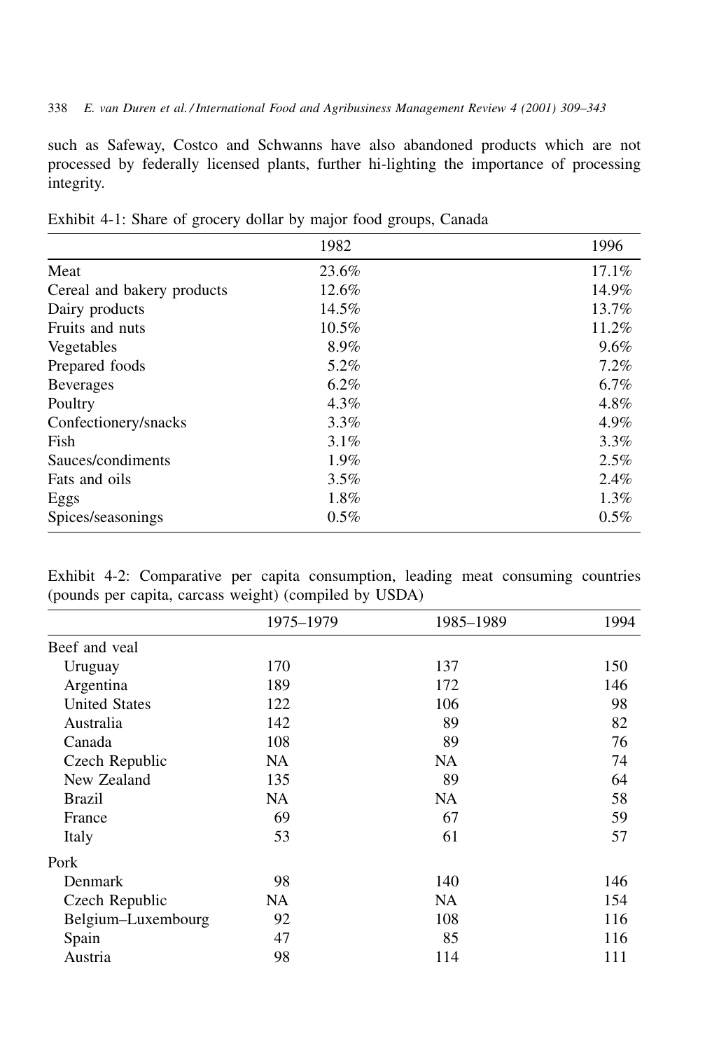such as Safeway, Costco and Schwanns have also abandoned products which are not processed by federally licensed plants, further hi-lighting the importance of processing integrity.

Exhibit 4-1: Share of grocery dollar by major food groups, Canada

| | 1982 | 1996 |
|---|---|---|
| Meat | 23.6% | 17.1% |
| Cereal and bakery products | 12.6% | 14.9% |
| Dairy products | 14.5% | 13.7% |
| Fruits and nuts | 10.5% | 11.2% |
| Vegetables | 8.9% | 9.6% |
| Prepared foods | 5.2% | 7.2% |
| Beverages | 6.2% | 6.7% |
| Poultry | 4.3% | 4.8% |
| Confectionery/snacks | 3.3% | 4.9% |
| Fish | 3.1% | 3.3% |
| Sauces/condiments | 1.9% | 2.5% |
| Fats and oils | 3.5% | 2.4% |
| Eggs | 1.8% | 1.3% |
| Spices/seasonings | 0.5% | 0.5% |

Exhibit 4-2: Comparative per capita consumption, leading meat consuming countries (pounds per capita, carcass weight) (compiled by USDA)

| | 1975–1979 | 1985–1989 | 1994 |
|---|---|---|---|
| Beef and veal | | | |
| Uruguay | 170 | 137 | 150 |
| Argentina | 189 | 172 | 146 |
| United States | 122 | 106 | 98 |
| Australia | 142 | 89 | 82 |
| Canada | 108 | 89 | 76 |
| Czech Republic | NA | NA | 74 |
| New Zealand | 135 | 89 | 64 |
| Brazil | NA | NA | 58 |
| France | 69 | 67 | 59 |
| Italy | 53 | 61 | 57 |
| Pork | | | |
| Denmark | 98 | 140 | 146 |
| Czech Republic | NA | NA | 154 |
| Belgium–Luxembourg | 92 | 108 | 116 |
| Spain | 47 | 85 | 116 |
| Austria | 98 | 114 | 111 |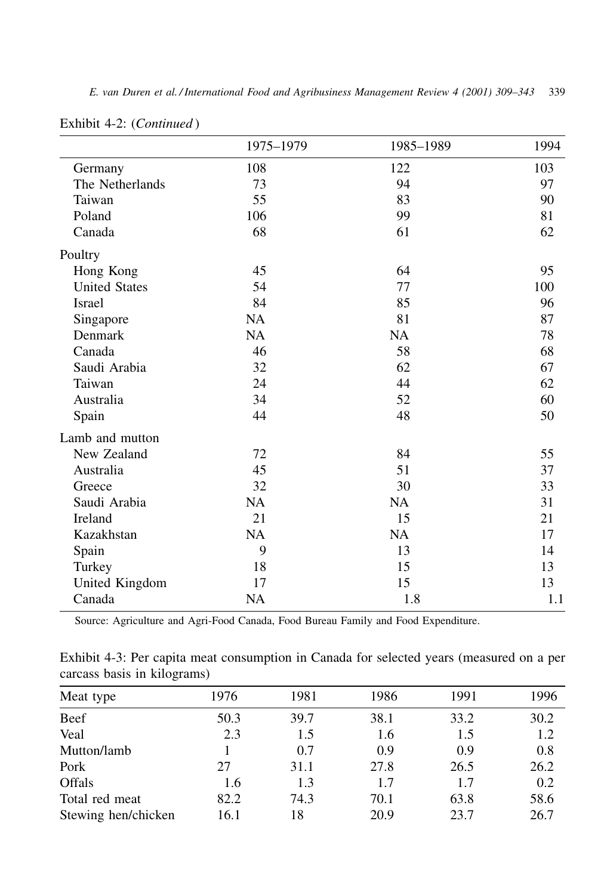Exhibit 4-2: (*Continued*)

| | 1975–1979 | 1985–1989 | 1994 |
|---|---|---|---|
| Germany | 108 | 122 | 103 |
| The Netherlands | 73 | 94 | 97 |
| Taiwan | 55 | 83 | 90 |
| Poland | 106 | 99 | 81 |
| Canada | 68 | 61 | 62 |
| Poultry | | | |
| Hong Kong | 45 | 64 | 95 |
| United States | 54 | 77 | 100 |
| Israel | 84 | 85 | 96 |
| Singapore | NA | 81 | 87 |
| Denmark | NA | NA | 78 |
| Canada | 46 | 58 | 68 |
| Saudi Arabia | 32 | 62 | 67 |
| Taiwan | 24 | 44 | 62 |
| Australia | 34 | 52 | 60 |
| Spain | 44 | 48 | 50 |
| Lamb and mutton | | | |
| New Zealand | 72 | 84 | 55 |
| Australia | 45 | 51 | 37 |
| Greece | 32 | 30 | 33 |
| Saudi Arabia | NA | NA | 31 |
| Ireland | 21 | 15 | 21 |
| Kazakhstan | NA | NA | 17 |
| Spain | 9 | 13 | 14 |
| Turkey | 18 | 15 | 13 |
| United Kingdom | 17 | 15 | 13 |
| Canada | NA | 1.8 | 1.1 |

Source: Agriculture and Agri-Food Canada, Food Bureau Family and Food Expenditure.

Exhibit 4-3: Per capita meat consumption in Canada for selected years (measured on a per carcass basis in kilograms)

| Meat type | 1976 | 1981 | 1986 | 1991 | 1996 |
|---|---|---|---|---|---|
| Beef | 50.3 | 39.7 | 38.1 | 33.2 | 30.2 |
| Veal | 2.3 | 1.5 | 1.6 | 1.5 | 1.2 |
| Mutton/lamb | 1 | 0.7 | 0.9 | 0.9 | 0.8 |
| Pork | 27 | 31.1 | 27.8 | 26.5 | 26.2 |
| Offals | 1.6 | 1.3 | 1.7 | 1.7 | 0.2 |
| Total red meat | 82.2 | 74.3 | 70.1 | 63.8 | 58.6 |
| Stewing hen/chicken | 16.1 | 18 | 20.9 | 23.7 | 26.7 |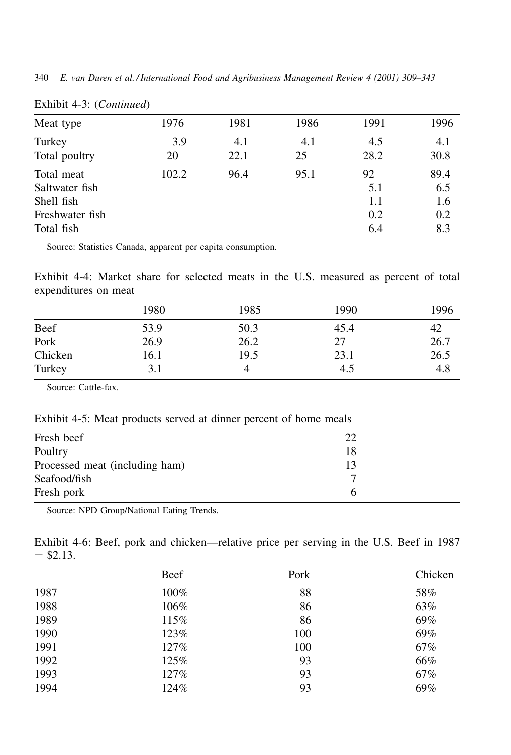Exhibit 4-3: (*Continued*)

| Meat type | 1976 | 1981 | 1986 | 1991 | 1996 |
|---|---|---|---|---|---|
| Turkey | 3.9 | 4.1 | 4.1 | 4.5 | 4.1 |
| Total poultry | 20 | 22.1 | 25 | 28.2 | 30.8 |
| Total meat | 102.2 | 96.4 | 95.1 | 92 | 89.4 |
| Saltwater fish | | | | 5.1 | 6.5 |
| Shell fish | | | | 1.1 | 1.6 |
| Freshwater fish | | | | 0.2 | 0.2 |
| Total fish | | | | 6.4 | 8.3 |

Source: Statistics Canada, apparent per capita consumption.

Exhibit 4-4: Market share for selected meats in the U.S. measured as percent of total expenditures on meat

| | 1980 | 1985 | 1990 | 1996 |
|---|---|---|---|---|
| Beef | 53.9 | 50.3 | 45.4 | 42 |
| Pork | 26.9 | 26.2 | 27 | 26.7 |
| Chicken | 16.1 | 19.5 | 23.1 | 26.5 |
| Turkey | 3.1 | 4 | 4.5 | 4.8 |

Source: Cattle-fax.

Exhibit 4-5: Meat products served at dinner percent of home meals

| | |
|---|---|
| Fresh beef | 22 |
| Poultry | 18 |
| Processed meat (including ham) | 13 |
| Seafood/fish | 7 |
| Fresh pork | 6 |

Source: NPD Group/National Eating Trends.

Exhibit 4-6: Beef, pork and chicken—relative price per serving in the U.S. Beef in 1987 = $2.13.

| | Beef | Pork | Chicken |
|---|---|---|---|
| 1987 | 100% | 88 | 58% |
| 1988 | 106% | 86 | 63% |
| 1989 | 115% | 86 | 69% |
| 1990 | 123% | 100 | 69% |
| 1991 | 127% | 100 | 67% |
| 1992 | 125% | 93 | 66% |
| 1993 | 127% | 93 | 67% |
| 1994 | 124% | 93 | 69% |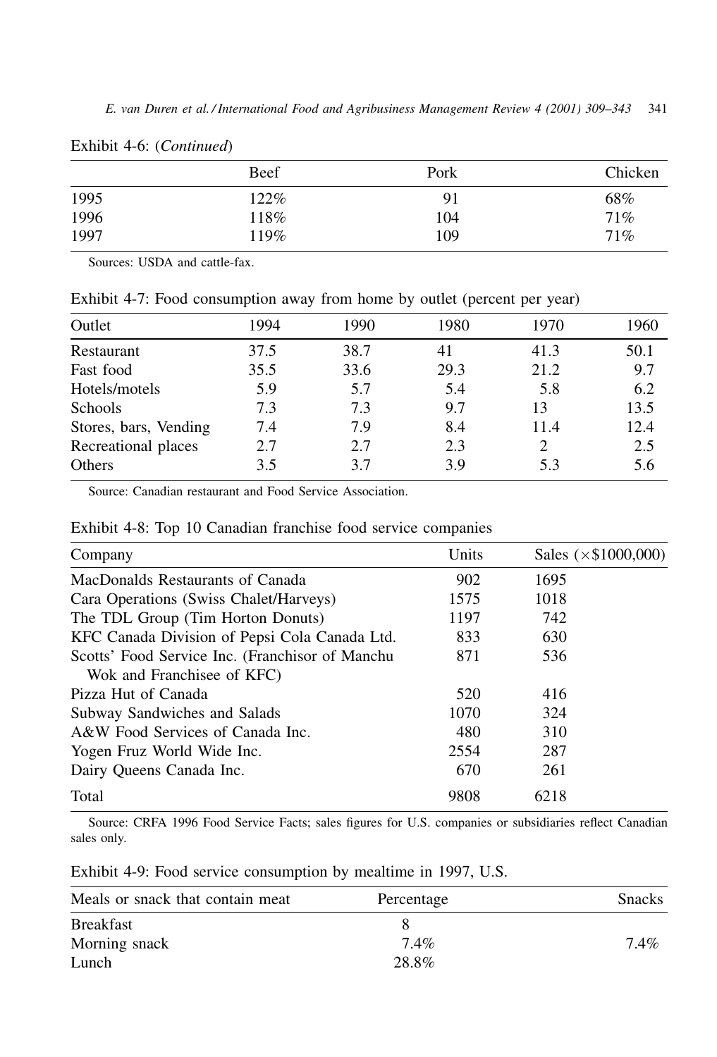Exhibit 4-6: (*Continued*)

| | Beef | Pork | Chicken |
|---|---|---|---|
| 1995 | 122% | 91 | 68% |
| 1996 | 118% | 104 | 71% |
| 1997 | 119% | 109 | 71% |

Sources: USDA and cattle-fax.

Exhibit 4-7: Food consumption away from home by outlet (percent per year)

| Outlet | 1994 | 1990 | 1980 | 1970 | 1960 |
|---|---|---|---|---|---|
| Restaurant | 37.5 | 38.7 | 41 | 41.3 | 50.1 |
| Fast food | 35.5 | 33.6 | 29.3 | 21.2 | 9.7 |
| Hotels/motels | 5.9 | 5.7 | 5.4 | 5.8 | 6.2 |
| Schools | 7.3 | 7.3 | 9.7 | 13 | 13.5 |
| Stores, bars, Vending | 7.4 | 7.9 | 8.4 | 11.4 | 12.4 |
| Recreational places | 2.7 | 2.7 | 2.3 | 2 | 2.5 |
| Others | 3.5 | 3.7 | 3.9 | 5.3 | 5.6 |

Source: Canadian restaurant and Food Service Association.

Exhibit 4-8: Top 10 Canadian franchise food service companies

| Company | Units | Sales ($\times$\$1000,000) |
|---|---|---|
| MacDonalds Restaurants of Canada | 902 | 1695 |
| Cara Operations (Swiss Chalet/Harveys) | 1575 | 1018 |
| The TDL Group (Tim Horton Donuts) | 1197 | 742 |
| KFC Canada Division of Pepsi Cola Canada Ltd. | 833 | 630 |
| Scotts' Food Service Inc. (Franchisor of Manchu Wok and Franchisee of KFC) | 871 | 536 |
| Pizza Hut of Canada | 520 | 416 |
| Subway Sandwiches and Salads | 1070 | 324 |
| A&W Food Services of Canada Inc. | 480 | 310 |
| Yogen Fruz World Wide Inc. | 2554 | 287 |
| Dairy Queens Canada Inc. | 670 | 261 |
| Total | 9808 | 6218 |

Source: CRFA 1996 Food Service Facts; sales figures for U.S. companies or subsidiaries reflect Canadian sales only.

Exhibit 4-9: Food service consumption by mealtime in 1997, U.S.

| Meals or snack that contain meat | Percentage | Snacks |
|---|---|---|
| Breakfast | 8 | |
| Morning snack | 7.4% | 7.4% |
| Lunch | 28.8% | |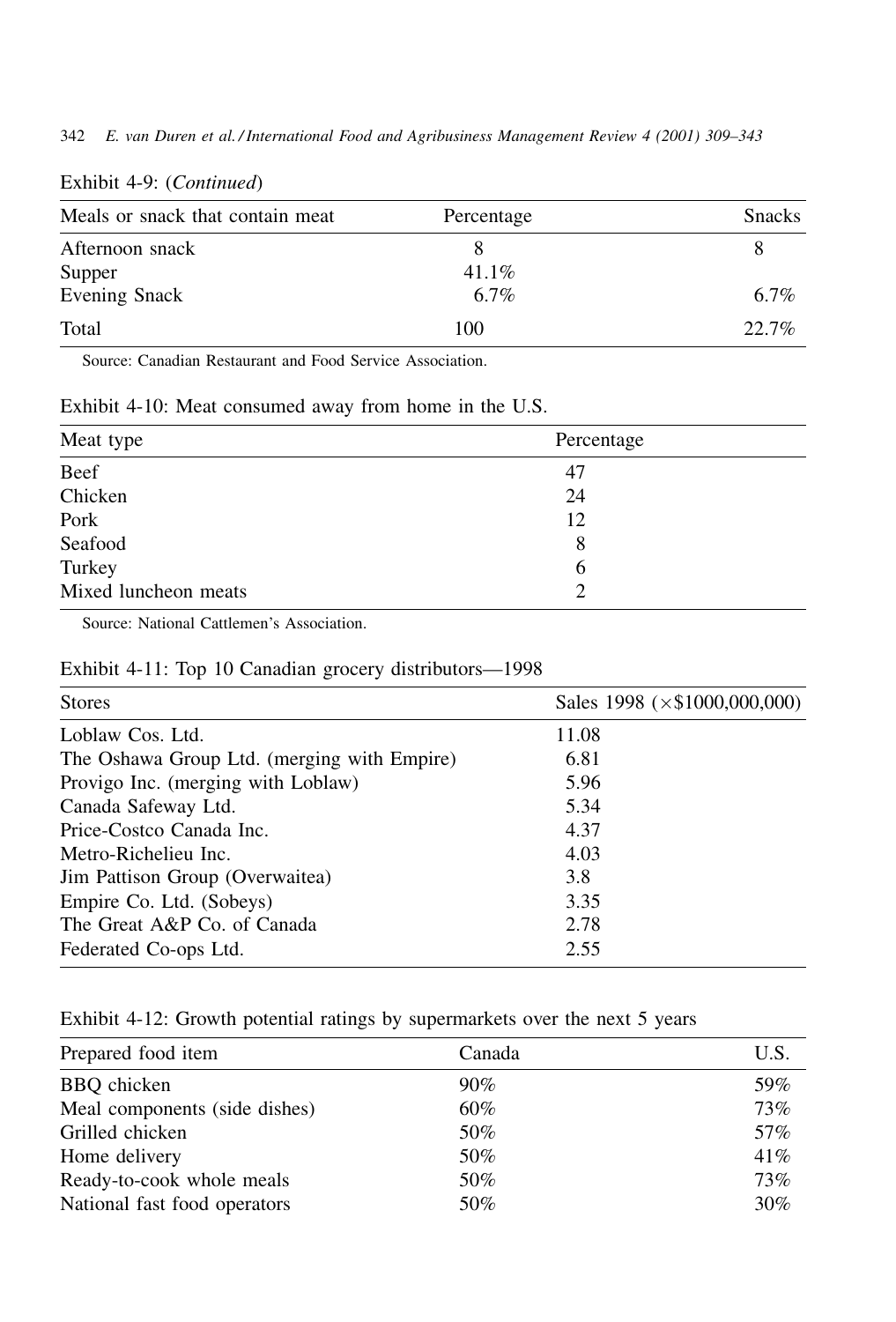Exhibit 4-9: (*Continued*)

| Meals or snack that contain meat | Percentage | Snacks |
|---|---|---|
| Afternoon snack | 8 | 8 |
| Supper | 41.1% | |
| Evening Snack | 6.7% | 6.7% |
| Total | 100 | 22.7% |

Source: Canadian Restaurant and Food Service Association.

Exhibit 4-10: Meat consumed away from home in the U.S.

| Meat type | Percentage |
|---|---|
| Beef | 47 |
| Chicken | 24 |
| Pork | 12 |
| Seafood | 8 |
| Turkey | 6 |
| Mixed luncheon meats | 2 |

Source: National Cattlemen's Association.

Exhibit 4-11: Top 10 Canadian grocery distributors—1998

| Stores | Sales 1998 ($\times$\$1000,000,000) |
|---|---|
| Loblaw Cos. Ltd. | 11.08 |
| The Oshawa Group Ltd. (merging with Empire) | 6.81 |
| Provigo Inc. (merging with Loblaw) | 5.96 |
| Canada Safeway Ltd. | 5.34 |
| Price-Costco Canada Inc. | 4.37 |
| Metro-Richelieu Inc. | 4.03 |
| Jim Pattison Group (Overwaitea) | 3.8 |
| Empire Co. Ltd. (Sobeys) | 3.35 |
| The Great A&P Co. of Canada | 2.78 |
| Federated Co-ops Ltd. | 2.55 |

Exhibit 4-12: Growth potential ratings by supermarkets over the next 5 years

| Prepared food item | Canada | U.S. |
|---|---|---|
| BBQ chicken | 90% | 59% |
| Meal components (side dishes) | 60% | 73% |
| Grilled chicken | 50% | 57% |
| Home delivery | 50% | 41% |
| Ready-to-cook whole meals | 50% | 73% |
| National fast food operators | 50% | 30% |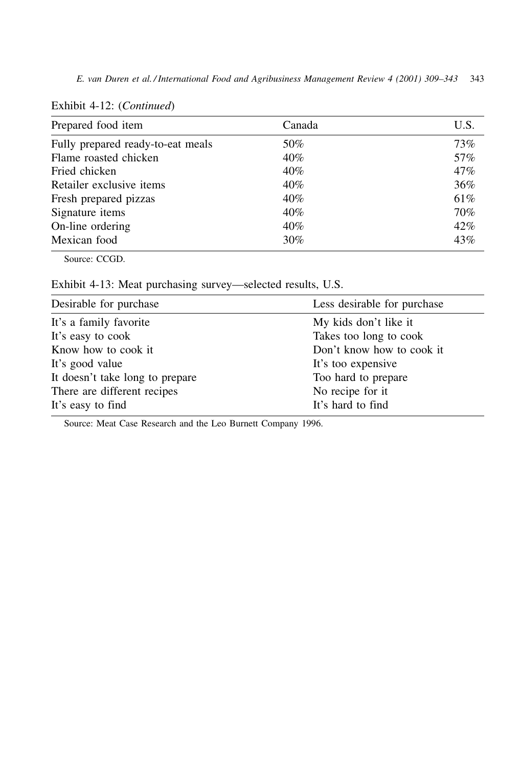Exhibit 4-12: (*Continued*)

| Prepared food item | Canada | U.S. |
| --- | --- | --- |
| Fully prepared ready-to-eat meals | 50% | 73% |
| Flame roasted chicken | 40% | 57% |
| Fried chicken | 40% | 47% |
| Retailer exclusive items | 40% | 36% |
| Fresh prepared pizzas | 40% | 61% |
| Signature items | 40% | 70% |
| On-line ordering | 40% | 42% |
| Mexican food | 30% | 43% |

Source: CCGD.

Exhibit 4-13: Meat purchasing survey—selected results, U.S.

| Desirable for purchase | Less desirable for purchase |
| --- | --- |
| It's a family favorite | My kids don't like it |
| It's easy to cook | Takes too long to cook |
| Know how to cook it | Don't know how to cook it |
| It's good value | It's too expensive |
| It doesn't take long to prepare | Too hard to prepare |
| There are different recipes | No recipe for it |
| It's easy to find | It's hard to find |

Source: Meat Case Research and the Leo Burnett Company 1996.